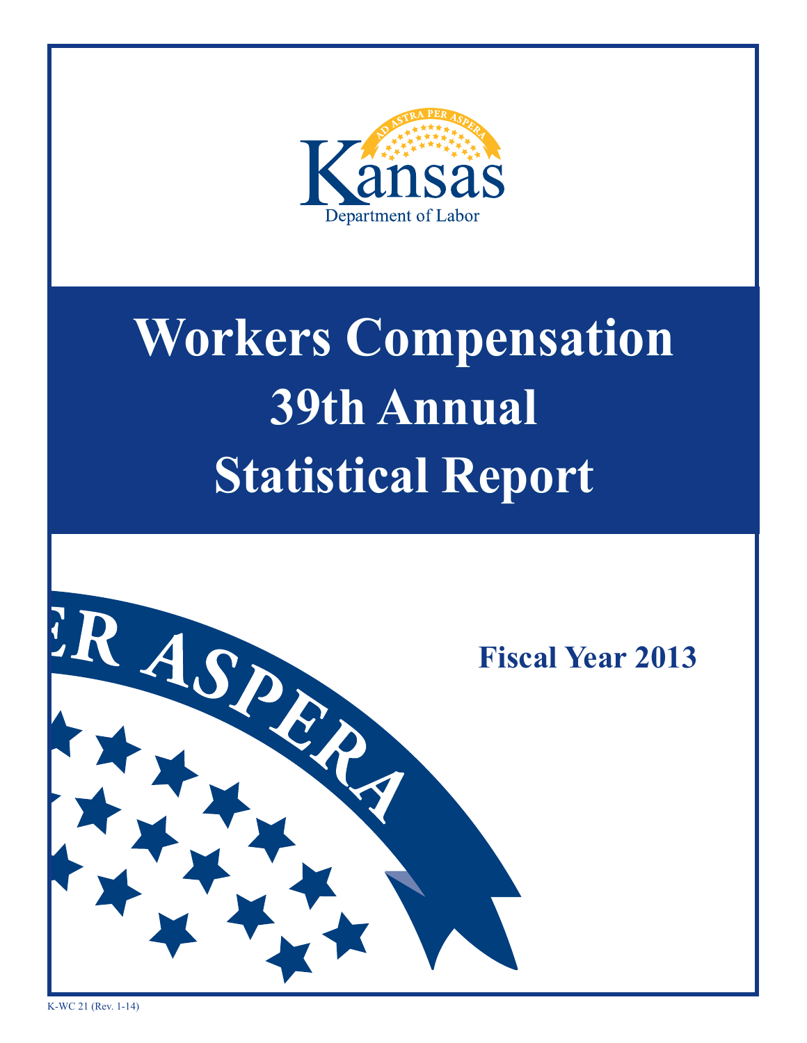Kansas Department of Labor

# Workers Compensation 39th Annual Statistical Report

## Fiscal Year 2013

K-WC 21 (Rev. 1-14)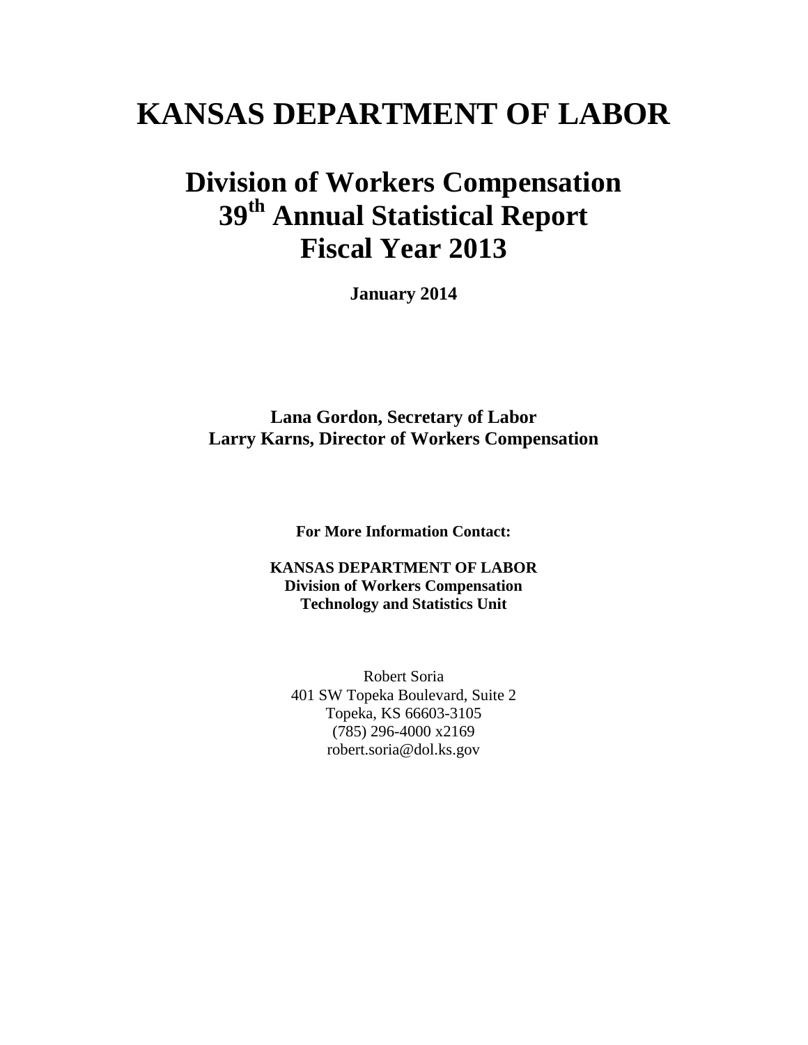# KANSAS DEPARTMENT OF LABOR

## Division of Workers Compensation
## 39th Annual Statistical Report
## Fiscal Year 2013

**January 2014**

**Lana Gordon, Secretary of Labor**
**Larry Karns, Director of Workers Compensation**

**For More Information Contact:**

**KANSAS DEPARTMENT OF LABOR**
**Division of Workers Compensation**
**Technology and Statistics Unit**

Robert Soria
401 SW Topeka Boulevard, Suite 2
Topeka, KS 66603-3105
(785) 296-4000 x2169
robert.soria@dol.ks.gov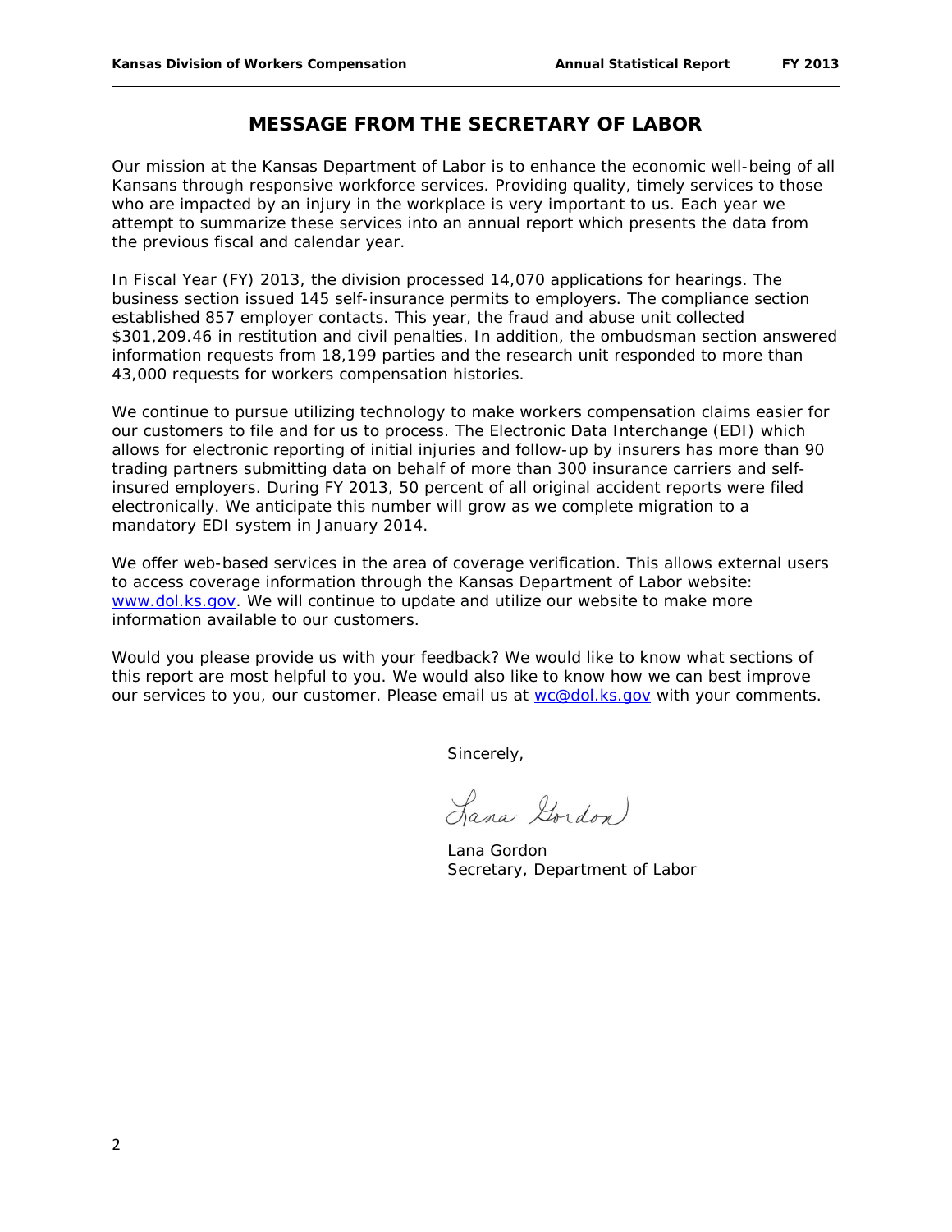# MESSAGE FROM THE SECRETARY OF LABOR

Our mission at the Kansas Department of Labor is to enhance the economic well-being of all Kansans through responsive workforce services. Providing quality, timely services to those who are impacted by an injury in the workplace is very important to us. Each year we attempt to summarize these services into an annual report which presents the data from the previous fiscal and calendar year.

In Fiscal Year (FY) 2013, the division processed 14,070 applications for hearings. The business section issued 145 self-insurance permits to employers. The compliance section established 857 employer contacts. This year, the fraud and abuse unit collected $301,209.46 in restitution and civil penalties. In addition, the ombudsman section answered information requests from 18,199 parties and the research unit responded to more than 43,000 requests for workers compensation histories.

We continue to pursue utilizing technology to make workers compensation claims easier for our customers to file and for us to process. The Electronic Data Interchange (EDI) which allows for electronic reporting of initial injuries and follow-up by insurers has more than 90 trading partners submitting data on behalf of more than 300 insurance carriers and self-insured employers. During FY 2013, 50 percent of all original accident reports were filed electronically. We anticipate this number will grow as we complete migration to a mandatory EDI system in January 2014.

We offer web-based services in the area of coverage verification. This allows external users to access coverage information through the Kansas Department of Labor website: [www.dol.ks.gov](http://www.dol.ks.gov). We will continue to update and utilize our website to make more information available to our customers.

Would you please provide us with your feedback? We would like to know what sections of this report are most helpful to you. We would also like to know how we can best improve our services to you, our customer. Please email us at [wc@dol.ks.gov](mailto:wc@dol.ks.gov) with your comments.

Sincerely,

Lana Gordon

Lana Gordon
Secretary, Department of Labor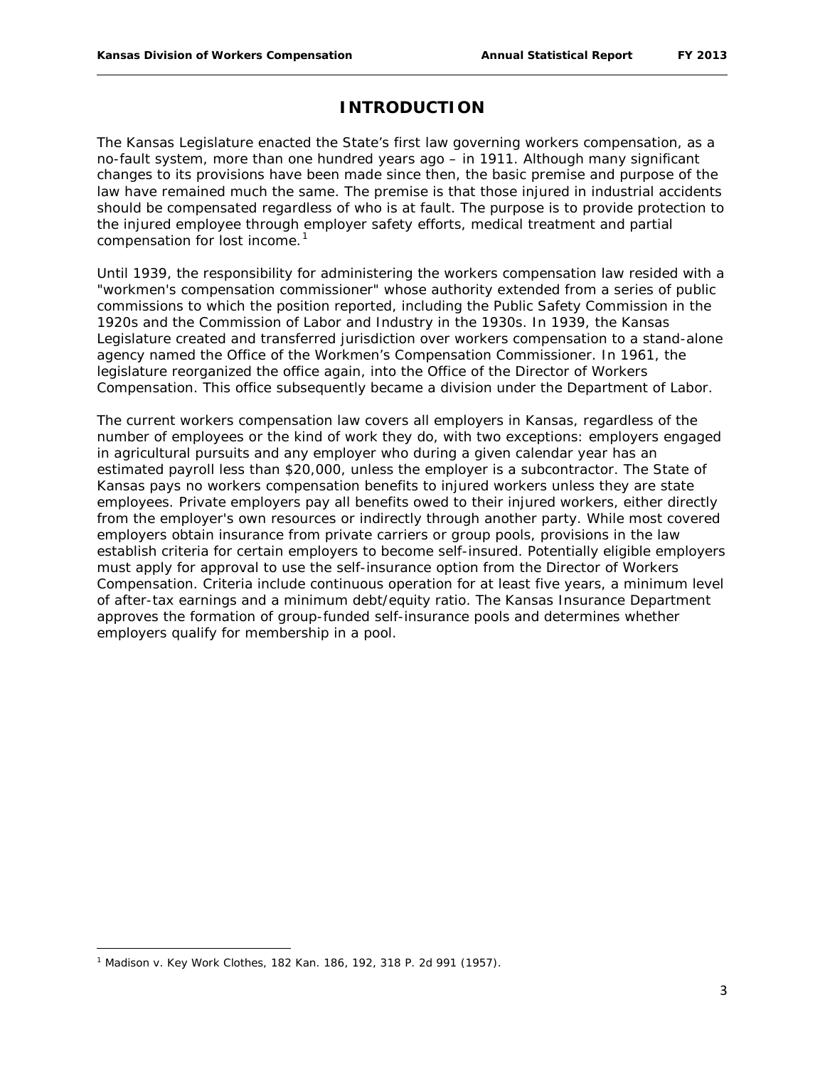# INTRODUCTION

The Kansas Legislature enacted the State's first law governing workers compensation, as a no-fault system, more than one hundred years ago – in 1911. Although many significant changes to its provisions have been made since then, the basic premise and purpose of the law have remained much the same. The premise is that those injured in industrial accidents should be compensated regardless of who is at fault. The purpose is to provide protection to the injured employee through employer safety efforts, medical treatment and partial compensation for lost income.[1]

Until 1939, the responsibility for administering the workers compensation law resided with a "workmen's compensation commissioner" whose authority extended from a series of public commissions to which the position reported, including the Public Safety Commission in the 1920s and the Commission of Labor and Industry in the 1930s. In 1939, the Kansas Legislature created and transferred jurisdiction over workers compensation to a stand-alone agency named the Office of the Workmen's Compensation Commissioner. In 1961, the legislature reorganized the office again, into the Office of the Director of Workers Compensation. This office subsequently became a division under the Department of Labor.

The current workers compensation law covers all employers in Kansas, regardless of the number of employees or the kind of work they do, with two exceptions: employers engaged in agricultural pursuits and any employer who during a given calendar year has an estimated payroll less than $20,000, unless the employer is a subcontractor. The State of Kansas pays no workers compensation benefits to injured workers unless they are state employees. Private employers pay all benefits owed to their injured workers, either directly from the employer's own resources or indirectly through another party. While most covered employers obtain insurance from private carriers or group pools, provisions in the law establish criteria for certain employers to become self-insured. Potentially eligible employers must apply for approval to use the self-insurance option from the Director of Workers Compensation. Criteria include continuous operation for at least five years, a minimum level of after-tax earnings and a minimum debt/equity ratio. The Kansas Insurance Department approves the formation of group-funded self-insurance pools and determines whether employers qualify for membership in a pool.

---

[1] Madison v. Key Work Clothes, 182 Kan. 186, 192, 318 P. 2d 991 (1957).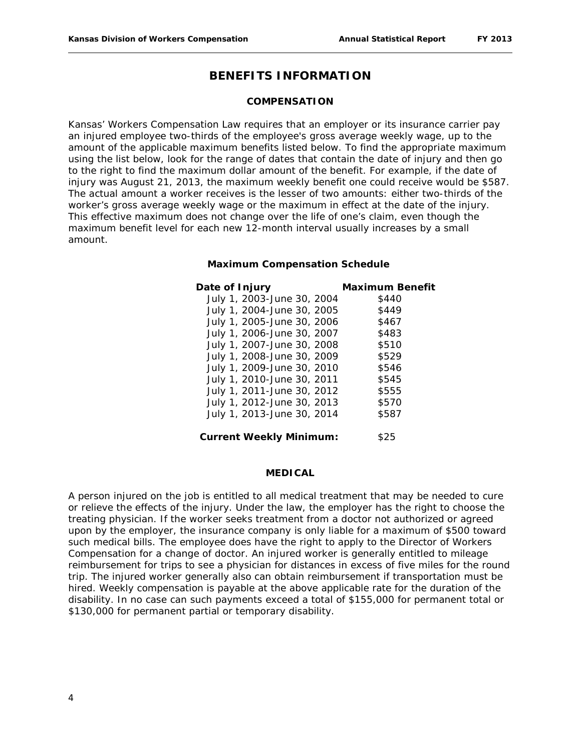# BENEFITS INFORMATION

## COMPENSATION

Kansas' Workers Compensation Law requires that an employer or its insurance carrier pay an injured employee two-thirds of the employee's gross average weekly wage, up to the amount of the applicable maximum benefits listed below. To find the appropriate maximum using the list below, look for the range of dates that contain the date of injury and then go to the right to find the maximum dollar amount of the benefit. For example, if the date of injury was August 21, 2013, the maximum weekly benefit one could receive would be $587. The actual amount a worker receives is the lesser of two amounts: either two-thirds of the worker's gross average weekly wage or the maximum in effect at the date of the injury. This effective maximum does not change over the life of one's claim, even though the maximum benefit level for each new 12-month interval usually increases by a small amount.

### Maximum Compensation Schedule

| Date of Injury | Maximum Benefit |
|---|---|
| July 1, 2003-June 30, 2004 | $440 |
| July 1, 2004-June 30, 2005 | $449 |
| July 1, 2005-June 30, 2006 | $467 |
| July 1, 2006-June 30, 2007 | $483 |
| July 1, 2007-June 30, 2008 | $510 |
| July 1, 2008-June 30, 2009 | $529 |
| July 1, 2009-June 30, 2010 | $546 |
| July 1, 2010-June 30, 2011 | $545 |
| July 1, 2011-June 30, 2012 | $555 |
| July 1, 2012-June 30, 2013 | $570 |
| July 1, 2013-June 30, 2014 | $587 |
| **Current Weekly Minimum:** | $25 |

## MEDICAL

A person injured on the job is entitled to all medical treatment that may be needed to cure or relieve the effects of the injury. Under the law, the employer has the right to choose the treating physician. If the worker seeks treatment from a doctor not authorized or agreed upon by the employer, the insurance company is only liable for a maximum of $500 toward such medical bills. The employee does have the right to apply to the Director of Workers Compensation for a change of doctor. An injured worker is generally entitled to mileage reimbursement for trips to see a physician for distances in excess of five miles for the round trip. The injured worker generally also can obtain reimbursement if transportation must be hired. Weekly compensation is payable at the above applicable rate for the duration of the disability. In no case can such payments exceed a total of $155,000 for permanent total or $130,000 for permanent partial or temporary disability.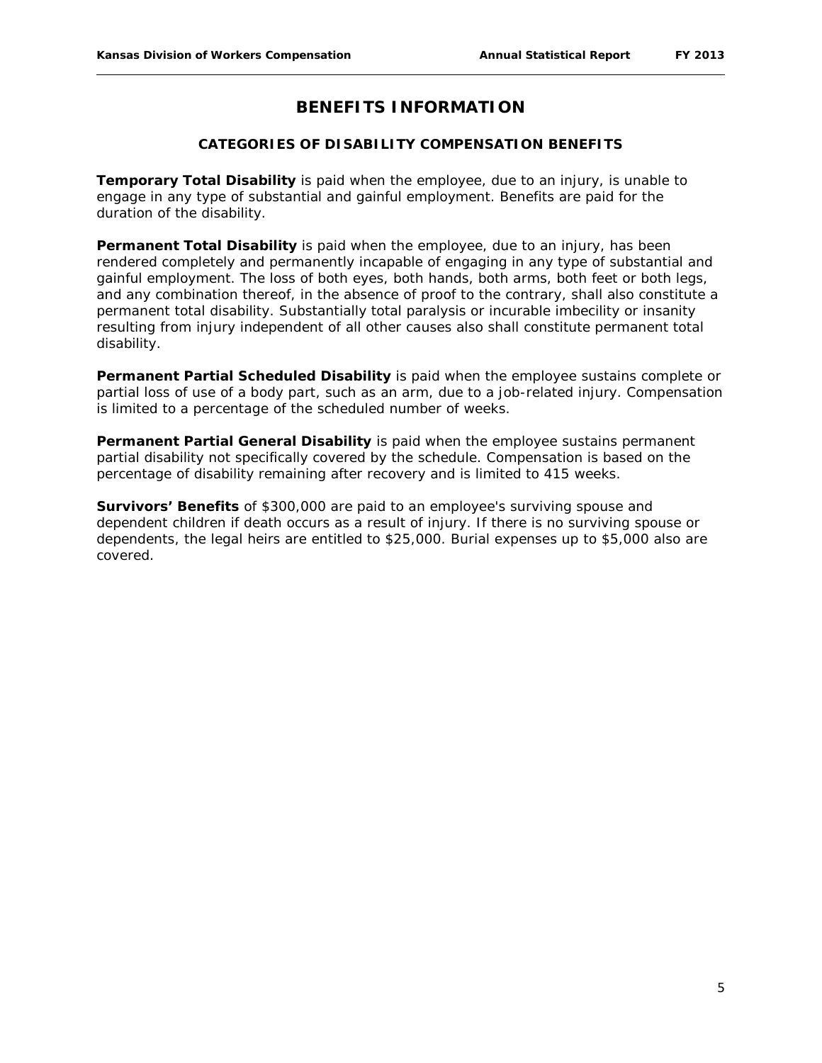# BENEFITS INFORMATION

## CATEGORIES OF DISABILITY COMPENSATION BENEFITS

**Temporary Total Disability** is paid when the employee, due to an injury, is unable to engage in any type of substantial and gainful employment. Benefits are paid for the duration of the disability.

**Permanent Total Disability** is paid when the employee, due to an injury, has been rendered completely and permanently incapable of engaging in any type of substantial and gainful employment. The loss of both eyes, both hands, both arms, both feet or both legs, and any combination thereof, in the absence of proof to the contrary, shall also constitute a permanent total disability. Substantially total paralysis or incurable imbecility or insanity resulting from injury independent of all other causes also shall constitute permanent total disability.

**Permanent Partial Scheduled Disability** is paid when the employee sustains complete or partial loss of use of a body part, such as an arm, due to a job-related injury. Compensation is limited to a percentage of the scheduled number of weeks.

**Permanent Partial General Disability** is paid when the employee sustains permanent partial disability not specifically covered by the schedule. Compensation is based on the percentage of disability remaining after recovery and is limited to 415 weeks.

**Survivors' Benefits** of $300,000 are paid to an employee's surviving spouse and dependent children if death occurs as a result of injury. If there is no surviving spouse or dependents, the legal heirs are entitled to $25,000. Burial expenses up to $5,000 also are covered.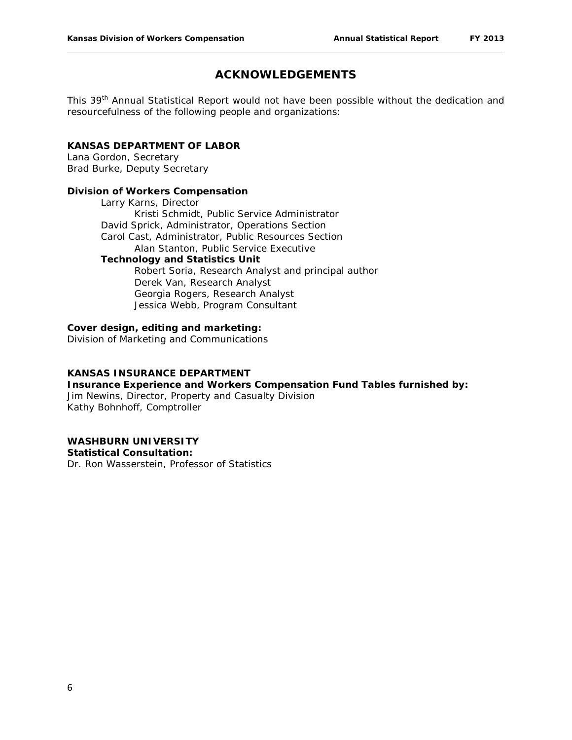# ACKNOWLEDGEMENTS

This 39th Annual Statistical Report would not have been possible without the dedication and resourcefulness of the following people and organizations:

**KANSAS DEPARTMENT OF LABOR**
Lana Gordon, Secretary
Brad Burke, Deputy Secretary

**Division of Workers Compensation**

Larry Karns, Director
Kristi Schmidt, Public Service Administrator
David Sprick, Administrator, Operations Section
Carol Cast, Administrator, Public Resources Section
Alan Stanton, Public Service Executive

**Technology and Statistics Unit**

Robert Soria, Research Analyst and principal author
Derek Van, Research Analyst
Georgia Rogers, Research Analyst
Jessica Webb, Program Consultant

**Cover design, editing and marketing:**
Division of Marketing and Communications

**KANSAS INSURANCE DEPARTMENT**
**Insurance Experience and Workers Compensation Fund Tables furnished by:**
Jim Newins, Director, Property and Casualty Division
Kathy Bohnhoff, Comptroller

**WASHBURN UNIVERSITY**
**Statistical Consultation:**
Dr. Ron Wasserstein, Professor of Statistics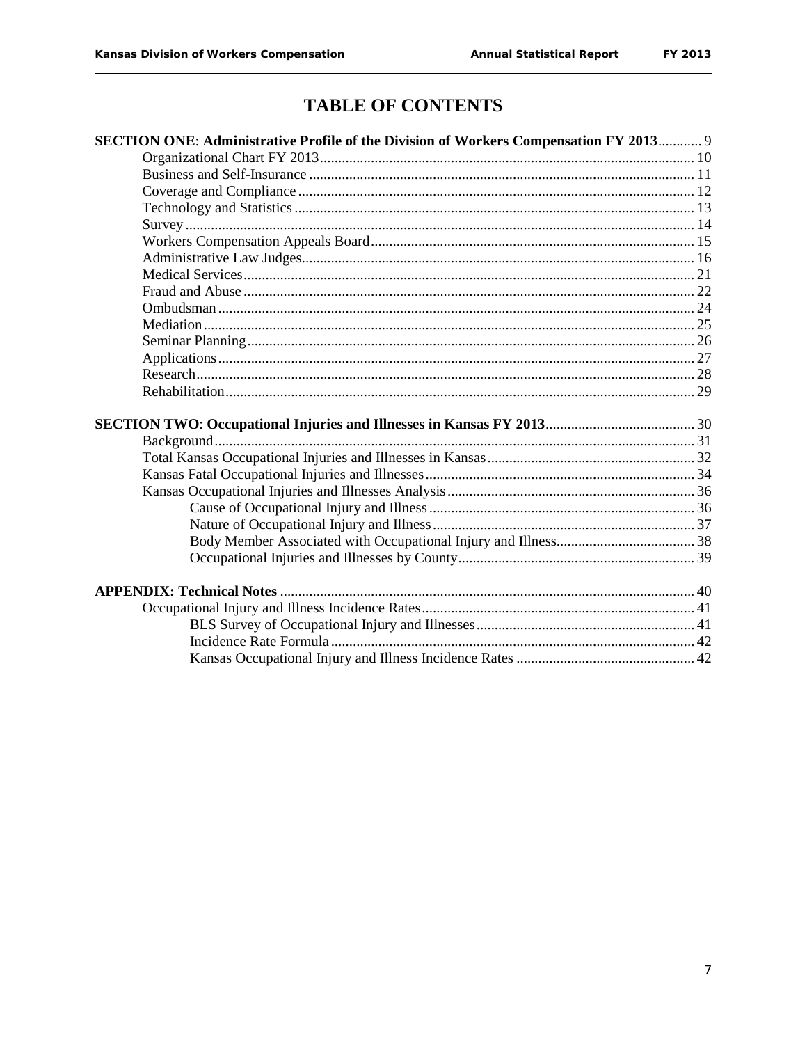# TABLE OF CONTENTS

**SECTION ONE: Administrative Profile of the Division of Workers Compensation FY 2013** ............ 9

- Organizational Chart FY 2013 ............ 10
- Business and Self-Insurance ............ 11
- Coverage and Compliance ............ 12
- Technology and Statistics ............ 13
- Survey ............ 14
- Workers Compensation Appeals Board ............ 15
- Administrative Law Judges ............ 16
- Medical Services ............ 21
- Fraud and Abuse ............ 22
- Ombudsman ............ 24
- Mediation ............ 25
- Seminar Planning ............ 26
- Applications ............ 27
- Research ............ 28
- Rehabilitation ............ 29

**SECTION TWO: Occupational Injuries and Illnesses in Kansas FY 2013** ............ 30

- Background ............ 31
- Total Kansas Occupational Injuries and Illnesses in Kansas ............ 32
- Kansas Fatal Occupational Injuries and Illnesses ............ 34
- Kansas Occupational Injuries and Illnesses Analysis ............ 36
    - Cause of Occupational Injury and Illness ............ 36
    - Nature of Occupational Injury and Illness ............ 37
    - Body Member Associated with Occupational Injury and Illness ............ 38
    - Occupational Injuries and Illnesses by County ............ 39

**APPENDIX: Technical Notes** ............ 40

- Occupational Injury and Illness Incidence Rates ............ 41
    - BLS Survey of Occupational Injury and Illnesses ............ 41
    - Incidence Rate Formula ............ 42
    - Kansas Occupational Injury and Illness Incidence Rates ............ 42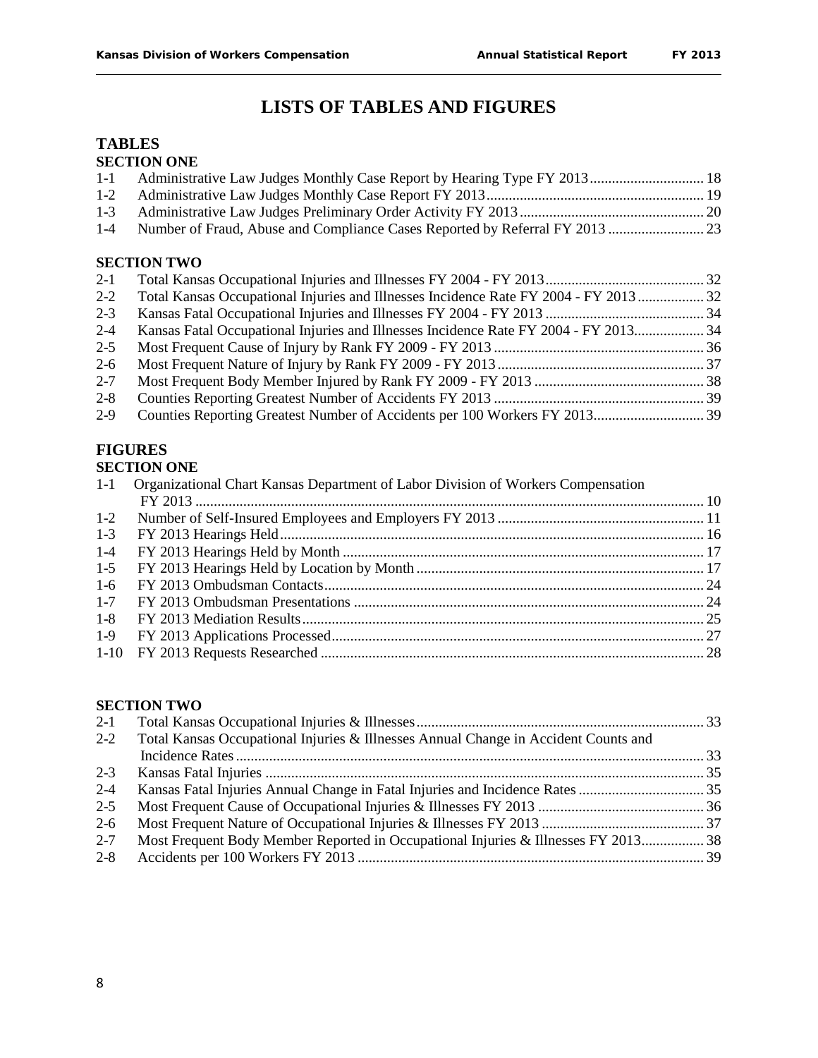# LISTS OF TABLES AND FIGURES

## TABLES

### SECTION ONE

| | | |
|---|---|---|
| 1-1 | Administrative Law Judges Monthly Case Report by Hearing Type FY 2013 | 18 |
| 1-2 | Administrative Law Judges Monthly Case Report FY 2013 | 19 |
| 1-3 | Administrative Law Judges Preliminary Order Activity FY 2013 | 20 |
| 1-4 | Number of Fraud, Abuse and Compliance Cases Reported by Referral FY 2013 | 23 |

### SECTION TWO

| | | |
|---|---|---|
| 2-1 | Total Kansas Occupational Injuries and Illnesses FY 2004 - FY 2013 | 32 |
| 2-2 | Total Kansas Occupational Injuries and Illnesses Incidence Rate FY 2004 - FY 2013 | 32 |
| 2-3 | Kansas Fatal Occupational Injuries and Illnesses FY 2004 - FY 2013 | 34 |
| 2-4 | Kansas Fatal Occupational Injuries and Illnesses Incidence Rate FY 2004 - FY 2013 | 34 |
| 2-5 | Most Frequent Cause of Injury by Rank FY 2009 - FY 2013 | 36 |
| 2-6 | Most Frequent Nature of Injury by Rank FY 2009 - FY 2013 | 37 |
| 2-7 | Most Frequent Body Member Injured by Rank FY 2009 - FY 2013 | 38 |
| 2-8 | Counties Reporting Greatest Number of Accidents FY 2013 | 39 |
| 2-9 | Counties Reporting Greatest Number of Accidents per 100 Workers FY 2013 | 39 |

## FIGURES

### SECTION ONE

| | | |
|---|---|---|
| 1-1 | Organizational Chart Kansas Department of Labor Division of Workers Compensation FY 2013 | 10 |
| 1-2 | Number of Self-Insured Employees and Employers FY 2013 | 11 |
| 1-3 | FY 2013 Hearings Held | 16 |
| 1-4 | FY 2013 Hearings Held by Month | 17 |
| 1-5 | FY 2013 Hearings Held by Location by Month | 17 |
| 1-6 | FY 2013 Ombudsman Contacts | 24 |
| 1-7 | FY 2013 Ombudsman Presentations | 24 |
| 1-8 | FY 2013 Mediation Results | 25 |
| 1-9 | FY 2013 Applications Processed | 27 |
| 1-10 | FY 2013 Requests Researched | 28 |

### SECTION TWO

| | | |
|---|---|---|
| 2-1 | Total Kansas Occupational Injuries & Illnesses | 33 |
| 2-2 | Total Kansas Occupational Injuries & Illnesses Annual Change in Accident Counts and Incidence Rates | 33 |
| 2-3 | Kansas Fatal Injuries | 35 |
| 2-4 | Kansas Fatal Injuries Annual Change in Fatal Injuries and Incidence Rates | 35 |
| 2-5 | Most Frequent Cause of Occupational Injuries & Illnesses FY 2013 | 36 |
| 2-6 | Most Frequent Nature of Occupational Injuries & Illnesses FY 2013 | 37 |
| 2-7 | Most Frequent Body Member Reported in Occupational Injuries & Illnesses FY 2013 | 38 |
| 2-8 | Accidents per 100 Workers FY 2013 | 39 |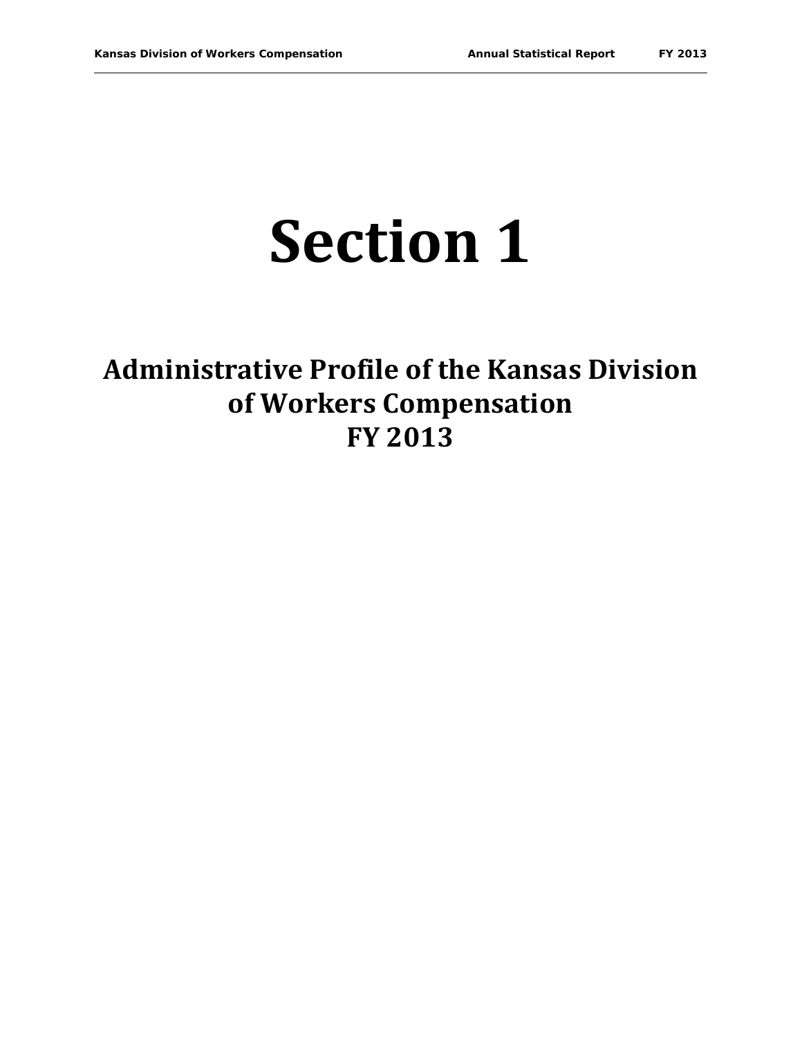# Section 1

## Administrative Profile of the Kansas Division of Workers Compensation FY 2013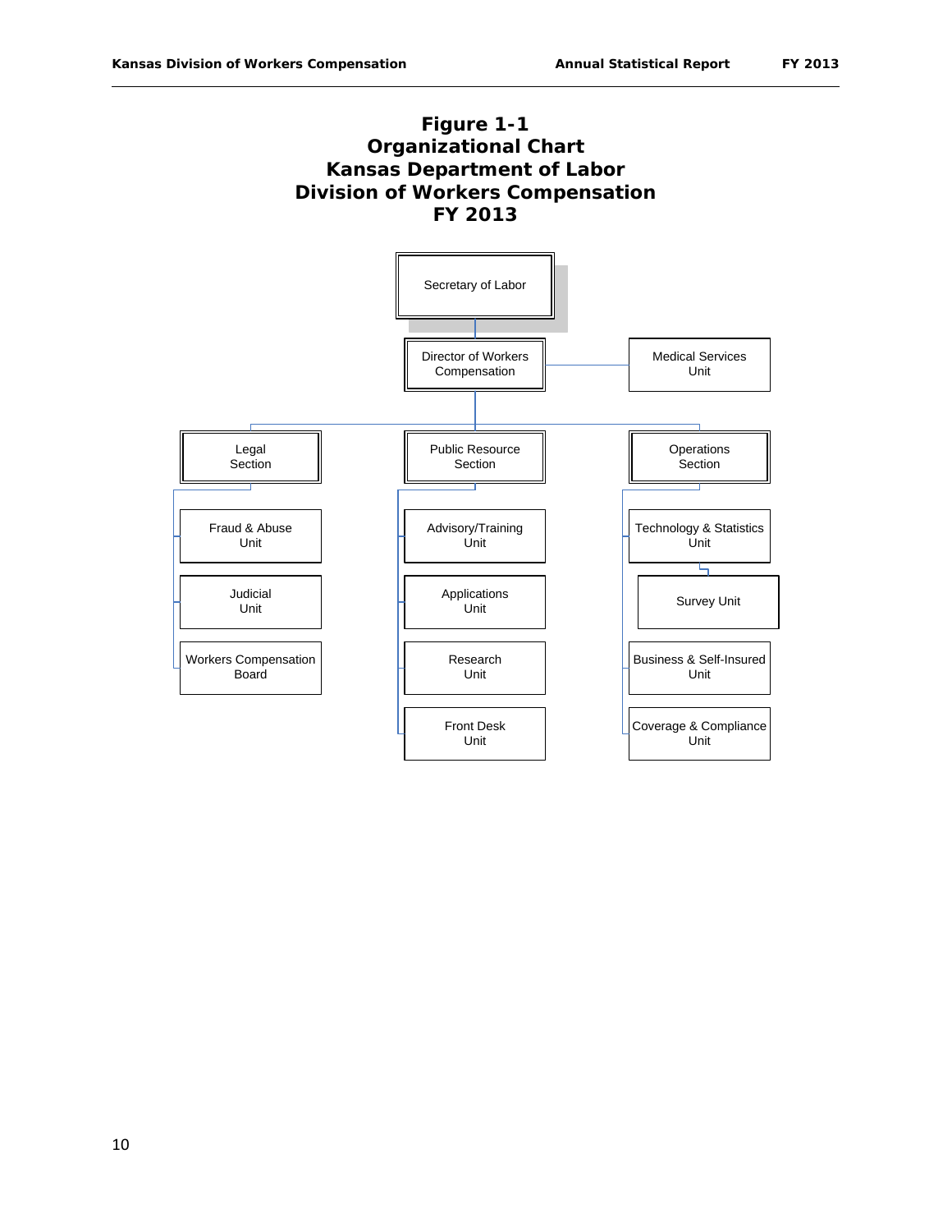# Figure 1-1
# Organizational Chart
# Kansas Department of Labor
# Division of Workers Compensation
# FY 2013

- Secretary of Labor
  - Director of Workers Compensation
    - Medical Services Unit
    - Legal Section
      - Fraud & Abuse Unit
      - Judicial Unit
      - Workers Compensation Board
    - Public Resource Section
      - Advisory/Training Unit
      - Applications Unit
      - Research Unit
      - Front Desk Unit
    - Operations Section
      - Technology & Statistics Unit
        - Survey Unit
      - Business & Self-Insured Unit
      - Coverage & Compliance Unit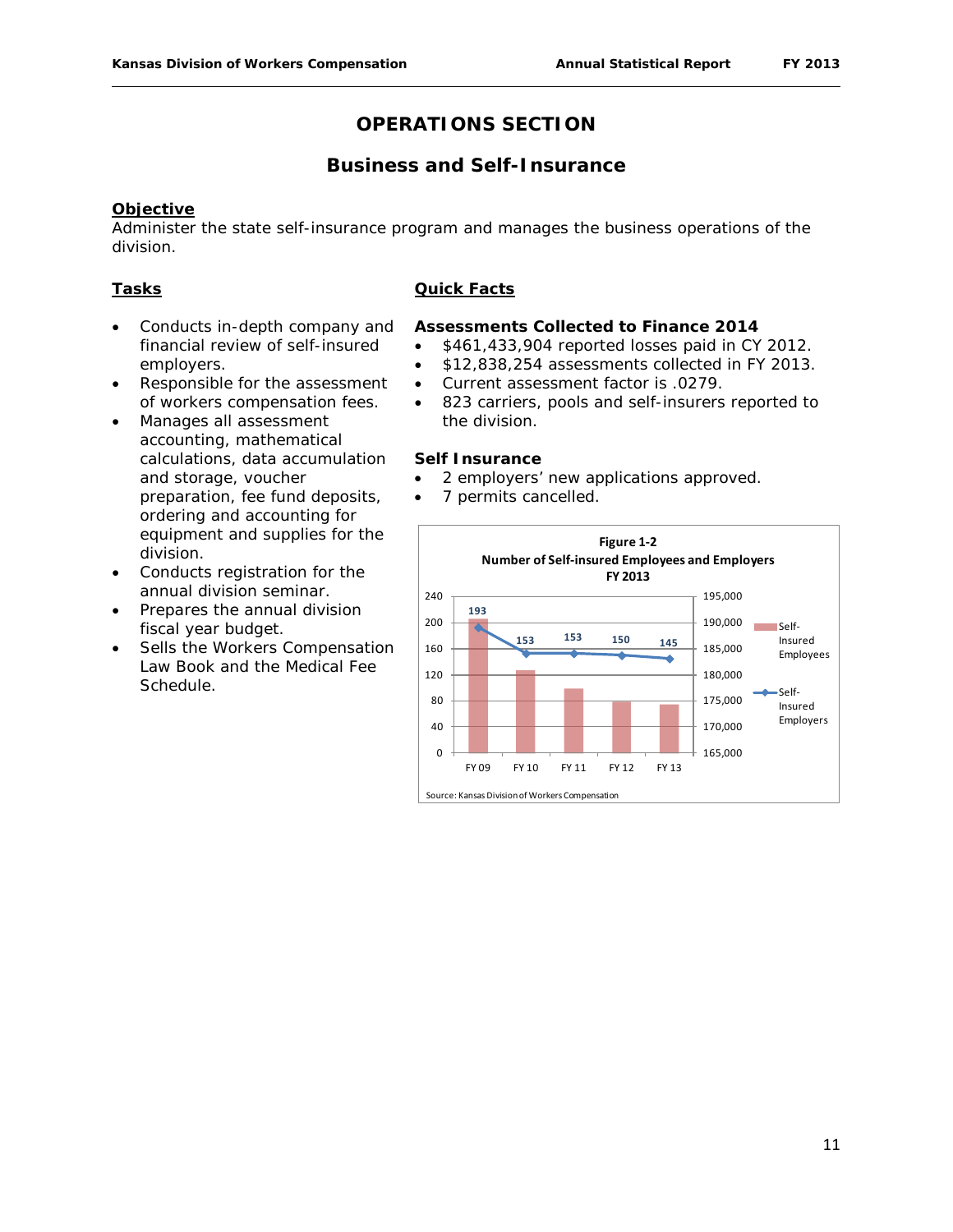# OPERATIONS SECTION

## Business and Self-Insurance

**Objective**

Administer the state self-insurance program and manages the business operations of the division.

**Tasks**

- Conducts in-depth company and financial review of self-insured employers.
- Responsible for the assessment of workers compensation fees.
- Manages all assessment accounting, mathematical calculations, data accumulation and storage, voucher preparation, fee fund deposits, ordering and accounting for equipment and supplies for the division.
- Conducts registration for the annual division seminar.
- Prepares the annual division fiscal year budget.
- Sells the Workers Compensation Law Book and the Medical Fee Schedule.

**Quick Facts**

**Assessments Collected to Finance 2014**

- $461,433,904 reported losses paid in CY 2012.
- $12,838,254 assessments collected in FY 2013.
- Current assessment factor is .0279.
- 823 carriers, pools and self-insurers reported to the division.

**Self Insurance**

- 2 employers' new applications approved.
- 7 permits cancelled.

**Figure 1-2**
**Number of Self-insured Employees and Employers**
**FY 2013**

| | FY 09 | FY 10 | FY 11 | FY 12 | FY 13 |
|---|---|---|---|---|---|
| Self-Insured Employers | 193 | 153 | 153 | 150 | 145 |

Source: Kansas Division of Workers Compensation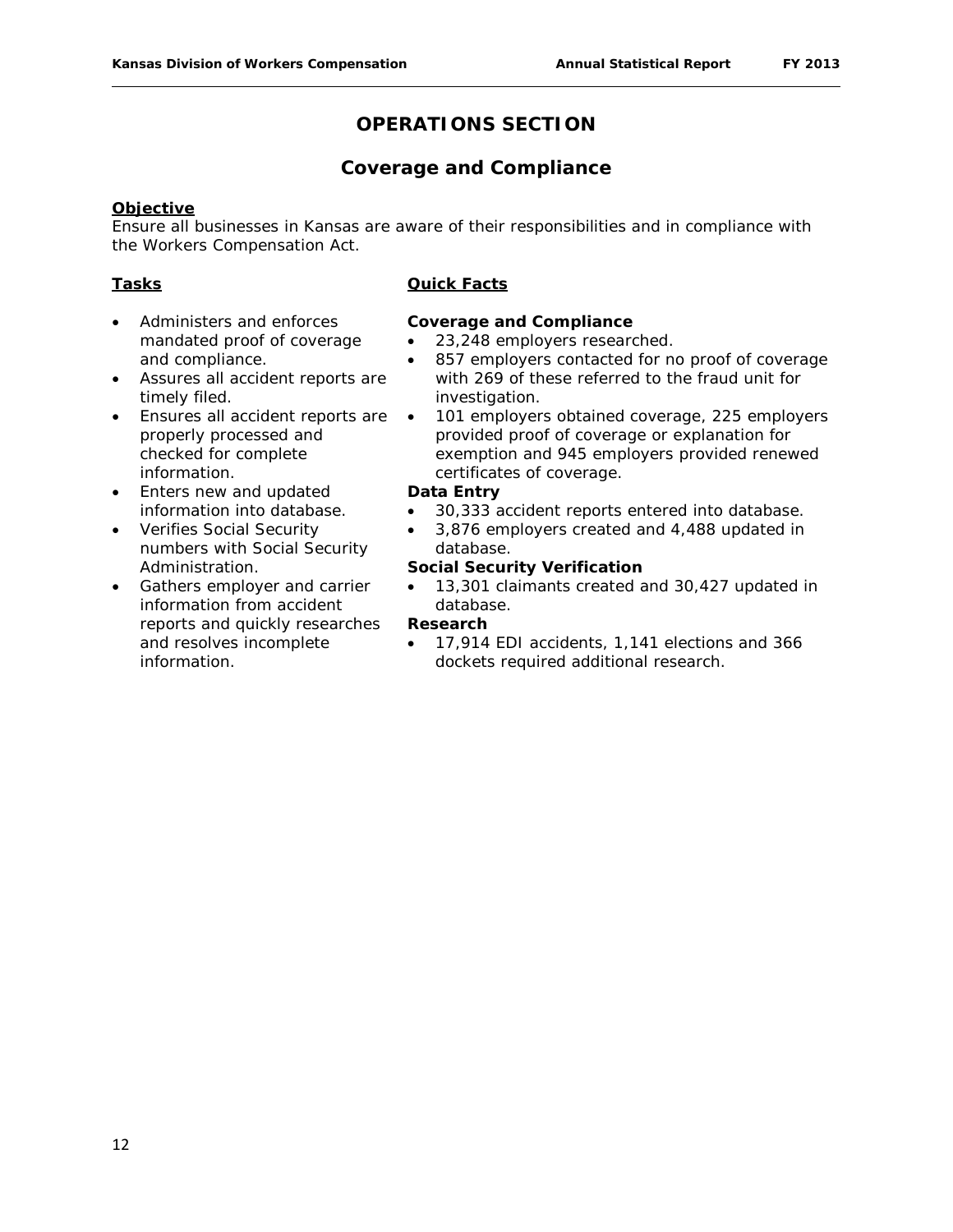# OPERATIONS SECTION

## Coverage and Compliance

**Objective**

Ensure all businesses in Kansas are aware of their responsibilities and in compliance with the Workers Compensation Act.

**Tasks**

- Administers and enforces mandated proof of coverage and compliance.
- Assures all accident reports are timely filed.
- Ensures all accident reports are properly processed and checked for complete information.
- Enters new and updated information into database.
- Verifies Social Security numbers with Social Security Administration.
- Gathers employer and carrier information from accident reports and quickly researches and resolves incomplete information.

**Quick Facts**

**Coverage and Compliance**

- 23,248 employers researched.
- 857 employers contacted for no proof of coverage with 269 of these referred to the fraud unit for investigation.
- 101 employers obtained coverage, 225 employers provided proof of coverage or explanation for exemption and 945 employers provided renewed certificates of coverage.

**Data Entry**

- 30,333 accident reports entered into database.
- 3,876 employers created and 4,488 updated in database.

**Social Security Verification**

- 13,301 claimants created and 30,427 updated in database.

**Research**

- 17,914 EDI accidents, 1,141 elections and 366 dockets required additional research.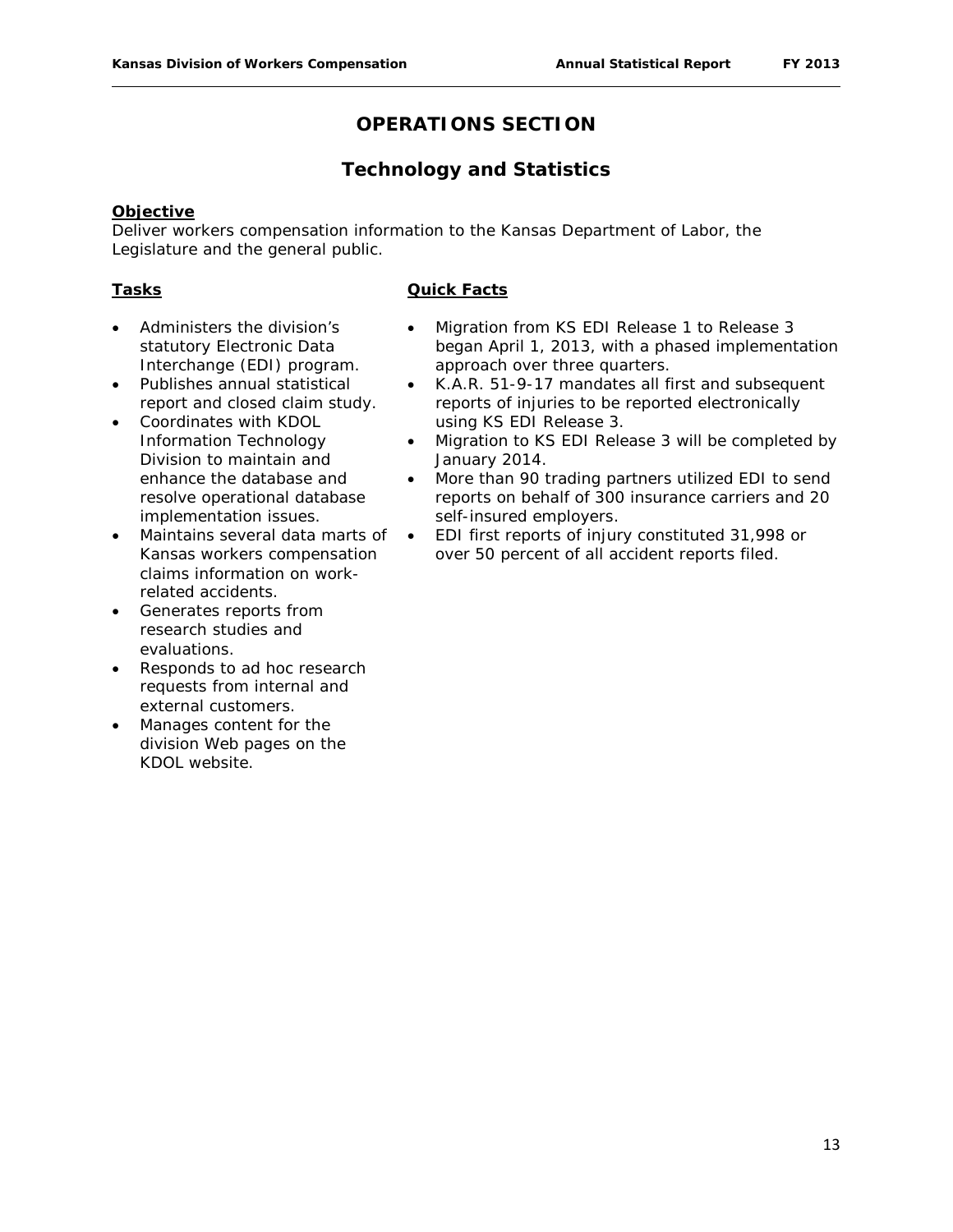# OPERATIONS SECTION

## Technology and Statistics

**Objective**

Deliver workers compensation information to the Kansas Department of Labor, the Legislature and the general public.

**Tasks**

- Administers the division's statutory Electronic Data Interchange (EDI) program.
- Publishes annual statistical report and closed claim study.
- Coordinates with KDOL Information Technology Division to maintain and enhance the database and resolve operational database implementation issues.
- Maintains several data marts of Kansas workers compensation claims information on work-related accidents.
- Generates reports from research studies and evaluations.
- Responds to ad hoc research requests from internal and external customers.
- Manages content for the division Web pages on the KDOL website.

**Quick Facts**

- Migration from KS EDI Release 1 to Release 3 began April 1, 2013, with a phased implementation approach over three quarters.
- K.A.R. 51-9-17 mandates all first and subsequent reports of injuries to be reported electronically using KS EDI Release 3.
- Migration to KS EDI Release 3 will be completed by January 2014.
- More than 90 trading partners utilized EDI to send reports on behalf of 300 insurance carriers and 20 self-insured employers.
- EDI first reports of injury constituted 31,998 or over 50 percent of all accident reports filed.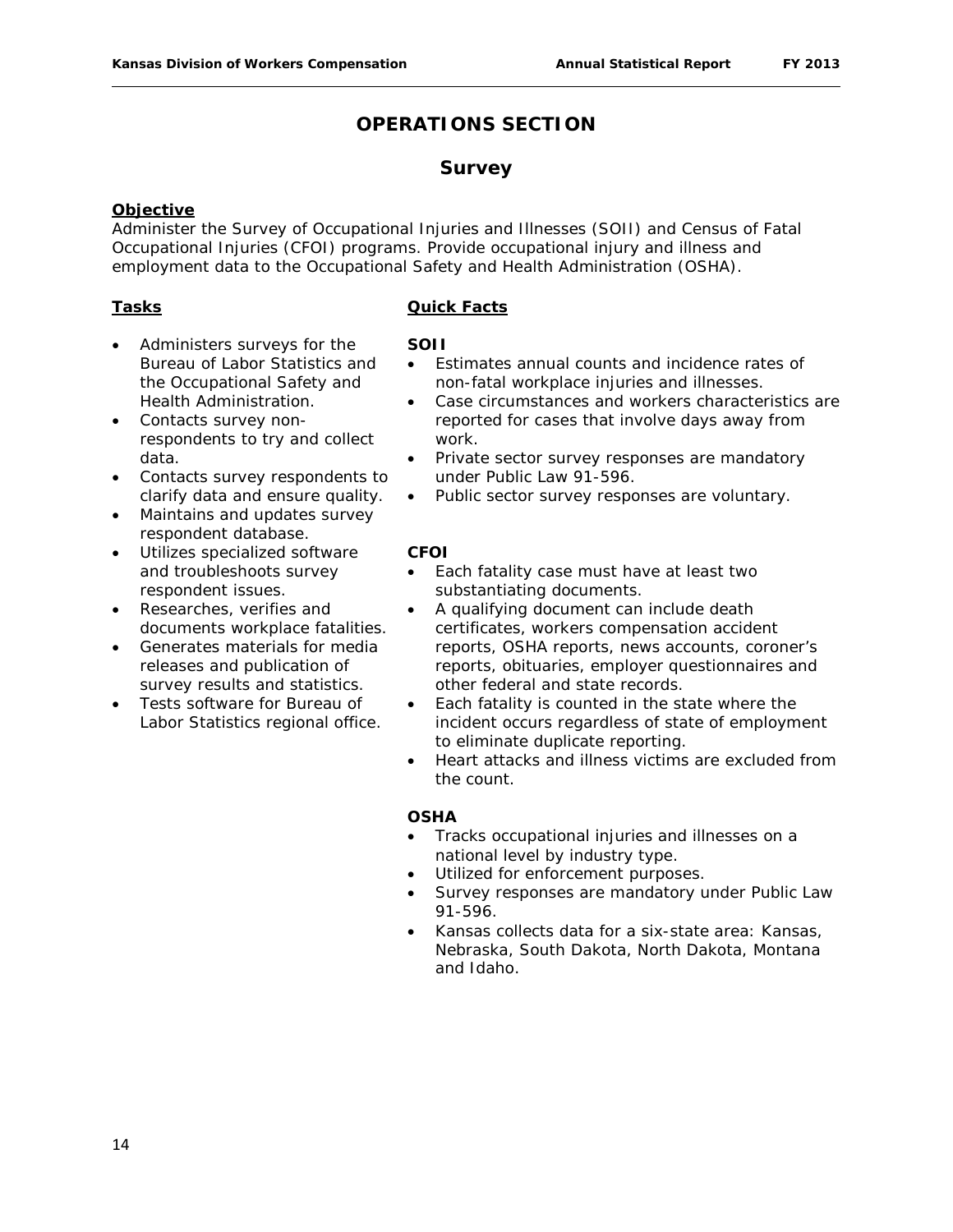# OPERATIONS SECTION

## Survey

**Objective**

Administer the Survey of Occupational Injuries and Illnesses (SOII) and Census of Fatal Occupational Injuries (CFOI) programs. Provide occupational injury and illness and employment data to the Occupational Safety and Health Administration (OSHA).

**Tasks**

- Administers surveys for the Bureau of Labor Statistics and the Occupational Safety and Health Administration.
- Contacts survey non-respondents to try and collect data.
- Contacts survey respondents to clarify data and ensure quality.
- Maintains and updates survey respondent database.
- Utilizes specialized software and troubleshoots survey respondent issues.
- Researches, verifies and documents workplace fatalities.
- Generates materials for media releases and publication of survey results and statistics.
- Tests software for Bureau of Labor Statistics regional office.

**Quick Facts**

**SOII**

- Estimates annual counts and incidence rates of non-fatal workplace injuries and illnesses.
- Case circumstances and workers characteristics are reported for cases that involve days away from work.
- Private sector survey responses are mandatory under Public Law 91-596.
- Public sector survey responses are voluntary.

**CFOI**

- Each fatality case must have at least two substantiating documents.
- A qualifying document can include death certificates, workers compensation accident reports, OSHA reports, news accounts, coroner's reports, obituaries, employer questionnaires and other federal and state records.
- Each fatality is counted in the state where the incident occurs regardless of state of employment to eliminate duplicate reporting.
- Heart attacks and illness victims are excluded from the count.

**OSHA**

- Tracks occupational injuries and illnesses on a national level by industry type.
- Utilized for enforcement purposes.
- Survey responses are mandatory under Public Law 91-596.
- Kansas collects data for a six-state area: Kansas, Nebraska, South Dakota, North Dakota, Montana and Idaho.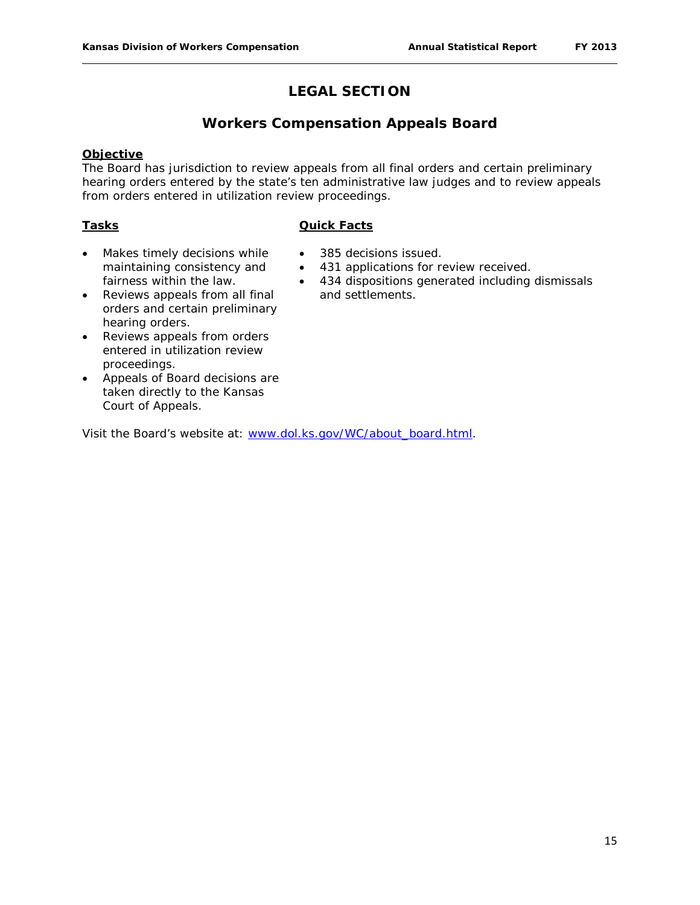# LEGAL SECTION

## Workers Compensation Appeals Board

**Objective**

The Board has jurisdiction to review appeals from all final orders and certain preliminary hearing orders entered by the state's ten administrative law judges and to review appeals from orders entered in utilization review proceedings.

**Tasks**

- Makes timely decisions while maintaining consistency and fairness within the law.
- Reviews appeals from all final orders and certain preliminary hearing orders.
- Reviews appeals from orders entered in utilization review proceedings.
- Appeals of Board decisions are taken directly to the Kansas Court of Appeals.

**Quick Facts**

- 385 decisions issued.
- 431 applications for review received.
- 434 dispositions generated including dismissals and settlements.

Visit the Board's website at: www.dol.ks.gov/WC/about_board.html.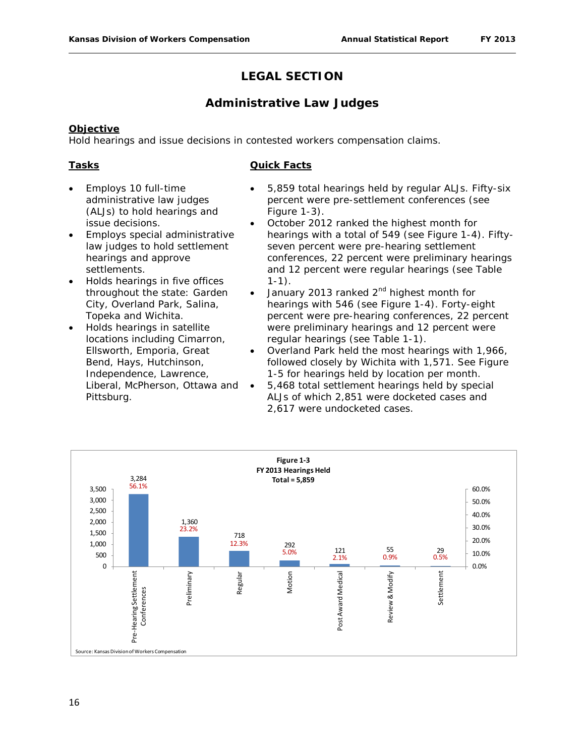# LEGAL SECTION

## Administrative Law Judges

**Objective**
Hold hearings and issue decisions in contested workers compensation claims.

**Tasks**

- Employs 10 full-time administrative law judges (ALJs) to hold hearings and issue decisions.
- Employs special administrative law judges to hold settlement hearings and approve settlements.
- Holds hearings in five offices throughout the state: Garden City, Overland Park, Salina, Topeka and Wichita.
- Holds hearings in satellite locations including Cimarron, Ellsworth, Emporia, Great Bend, Hays, Hutchinson, Independence, Lawrence, Liberal, McPherson, Ottawa and Pittsburg.

**Quick Facts**

- 5,859 total hearings held by regular ALJs. Fifty-six percent were pre-settlement conferences (see Figure 1-3).
- October 2012 ranked the highest month for hearings with a total of 549 (see Figure 1-4). Fifty-seven percent were pre-hearing settlement conferences, 22 percent were preliminary hearings and 12 percent were regular hearings (see Table 1-1).
- January 2013 ranked 2nd highest month for hearings with 546 (see Figure 1-4). Forty-eight percent were pre-hearing conferences, 22 percent were preliminary hearings and 12 percent were regular hearings (see Table 1-1).
- Overland Park held the most hearings with 1,966, followed closely by Wichita with 1,571. See Figure 1-5 for hearings held by location per month.
- 5,468 total settlement hearings held by special ALJs of which 2,851 were docketed cases and 2,617 were undocketed cases.

**Figure 1-3**
**FY 2013 Hearings Held**
**Total = 5,859**

| Hearing Type | Hearings | Percent |
|---|---|---|
| Pre-Hearing Settlement Conferences | 3,284 | 56.1% |
| Preliminary | 1,360 | 23.2% |
| Regular | 718 | 12.3% |
| Motion | 292 | 5.0% |
| Post Award Medical | 121 | 2.1% |
| Review & Modify | 55 | 0.9% |
| Settlement | 29 | 0.5% |

Source: Kansas Division of Workers Compensation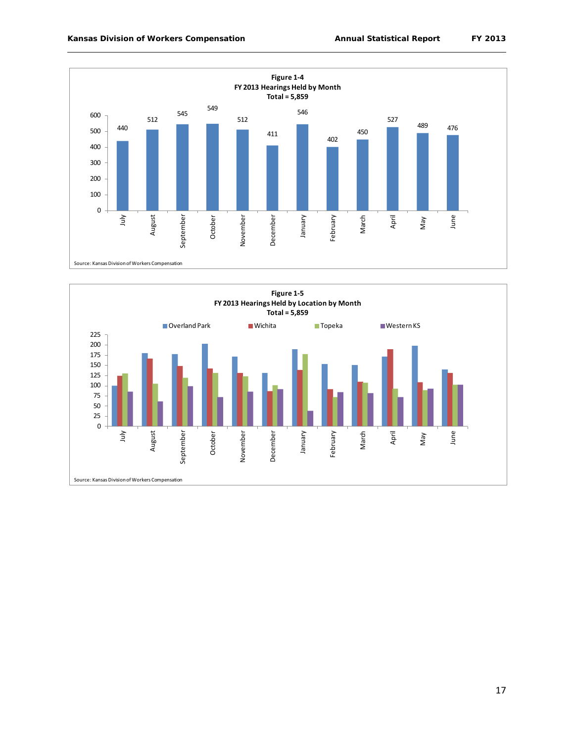**Figure 1-4**
**FY 2013 Hearings Held by Month**
**Total = 5,859**

| Month | Hearings |
|---|---|
| July | 440 |
| August | 512 |
| September | 545 |
| October | 549 |
| November | 512 |
| December | 411 |
| January | 546 |
| February | 402 |
| March | 450 |
| April | 527 |
| May | 489 |
| June | 476 |

Source: Kansas Division of Workers Compensation

**Figure 1-5**
**FY 2013 Hearings Held by Location by Month**
**Total = 5,859**

Overland Park, Wichita, Topeka, Western KS

Source: Kansas Division of Workers Compensation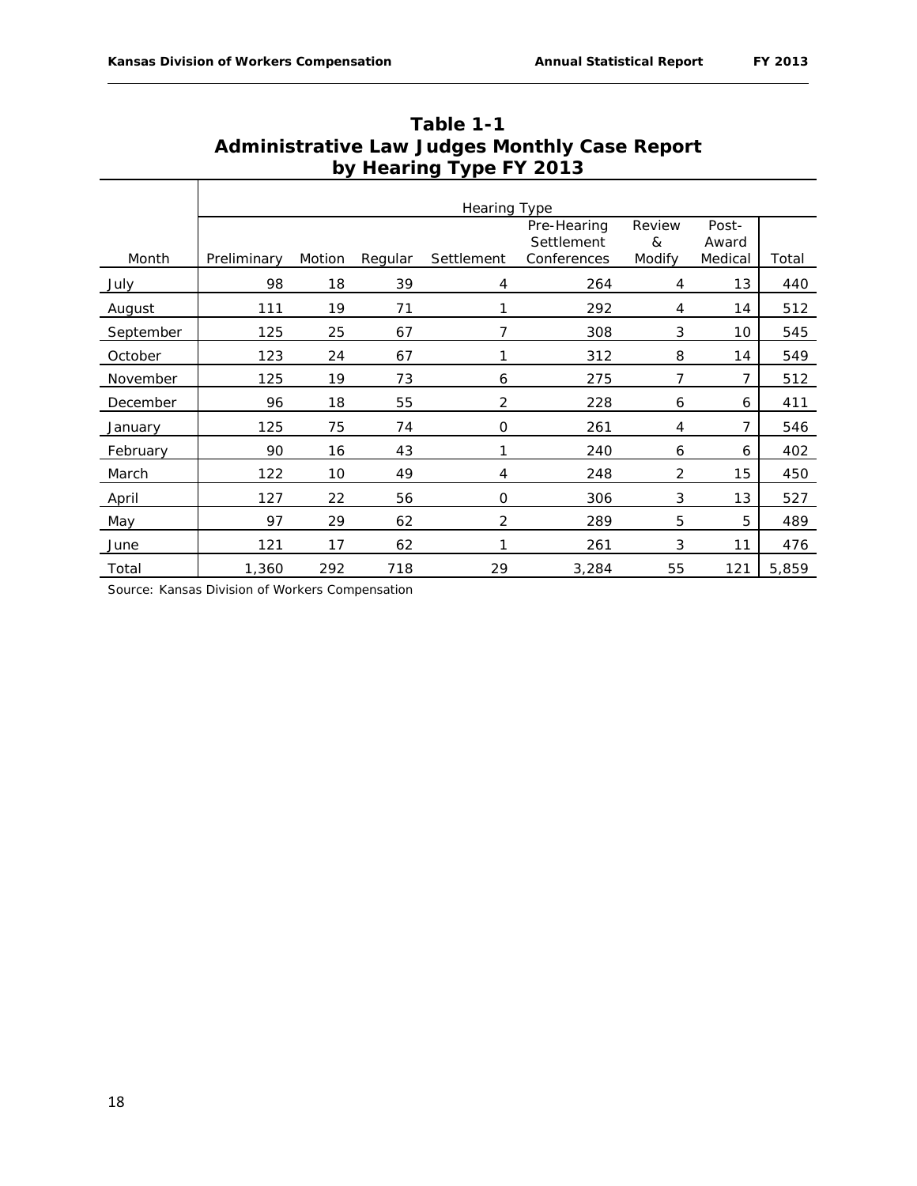# Table 1-1
## Administrative Law Judges Monthly Case Report by Hearing Type FY 2013

| Month | Hearing Type | | | | | | | |
|---|---|---|---|---|---|---|---|---|
| | Preliminary | Motion | Regular | Settlement | Pre-Hearing Settlement Conferences | Review & Modify | Post-Award Medical | Total |
| July | 98 | 18 | 39 | 4 | 264 | 4 | 13 | 440 |
| August | 111 | 19 | 71 | 1 | 292 | 4 | 14 | 512 |
| September | 125 | 25 | 67 | 7 | 308 | 3 | 10 | 545 |
| October | 123 | 24 | 67 | 1 | 312 | 8 | 14 | 549 |
| November | 125 | 19 | 73 | 6 | 275 | 7 | 7 | 512 |
| December | 96 | 18 | 55 | 2 | 228 | 6 | 6 | 411 |
| January | 125 | 75 | 74 | 0 | 261 | 4 | 7 | 546 |
| February | 90 | 16 | 43 | 1 | 240 | 6 | 6 | 402 |
| March | 122 | 10 | 49 | 4 | 248 | 2 | 15 | 450 |
| April | 127 | 22 | 56 | 0 | 306 | 3 | 13 | 527 |
| May | 97 | 29 | 62 | 2 | 289 | 5 | 5 | 489 |
| June | 121 | 17 | 62 | 1 | 261 | 3 | 11 | 476 |
| Total | 1,360 | 292 | 718 | 29 | 3,284 | 55 | 121 | 5,859 |

Source: Kansas Division of Workers Compensation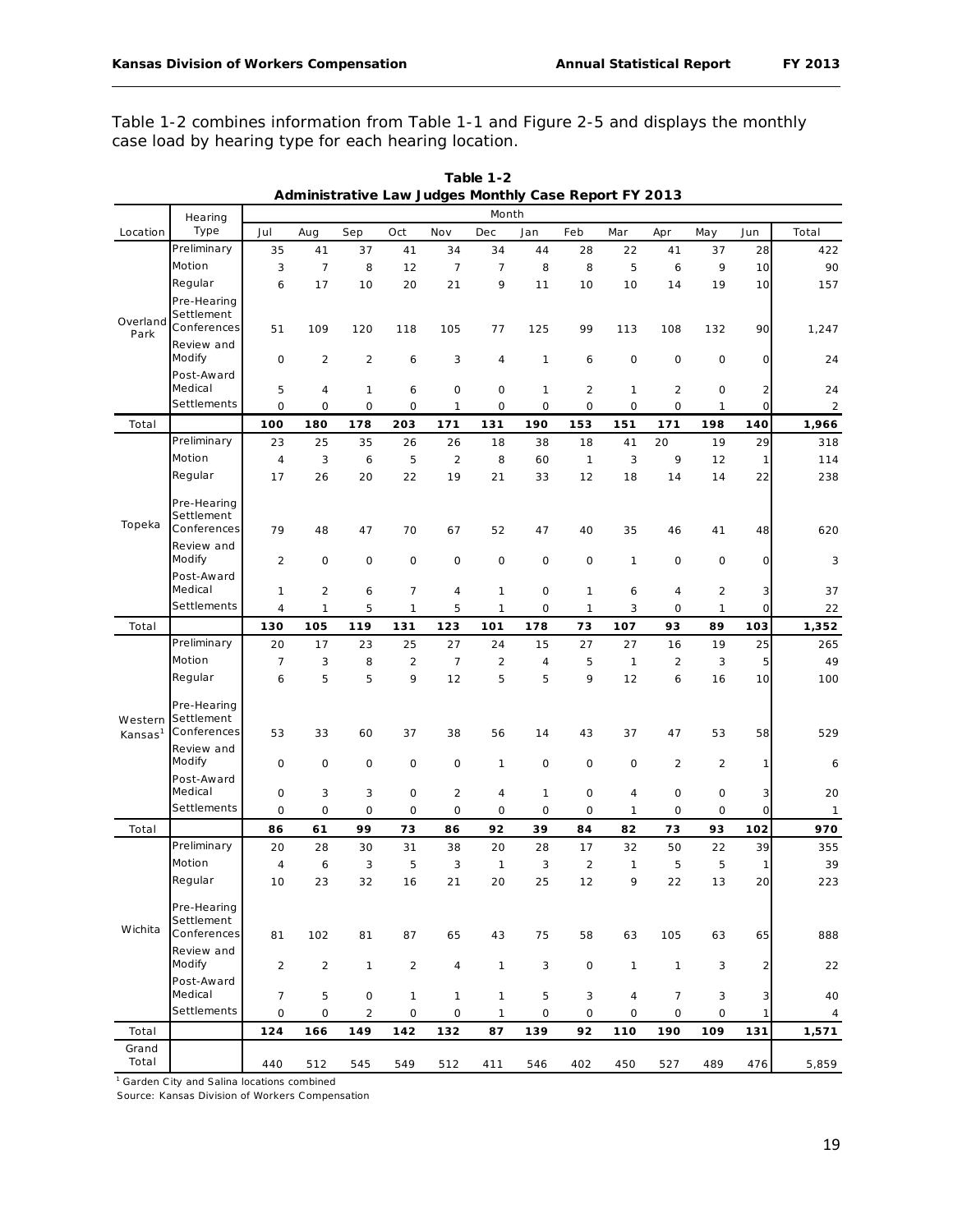Table 1-2 combines information from Table 1-1 and Figure 2-5 and displays the monthly case load by hearing type for each hearing location.

**Table 1-2**
**Administrative Law Judges Monthly Case Report FY 2013**

| Location | Hearing Type | Jul | Aug | Sep | Oct | Nov | Dec | Jan | Feb | Mar | Apr | May | Jun | Total |
|---|---|---|---|---|---|---|---|---|---|---|---|---|---|---|
| Overland Park | Preliminary | 35 | 41 | 37 | 41 | 34 | 34 | 44 | 28 | 22 | 41 | 37 | 28 | 422 |
| | Motion | 3 | 7 | 8 | 12 | 7 | 7 | 8 | 8 | 5 | 6 | 9 | 10 | 90 |
| | Regular | 6 | 17 | 10 | 20 | 21 | 9 | 11 | 10 | 10 | 14 | 19 | 10 | 157 |
| | Pre-Hearing Settlement Conferences | 51 | 109 | 120 | 118 | 105 | 77 | 125 | 99 | 113 | 108 | 132 | 90 | 1,247 |
| | Review and Modify | 0 | 2 | 2 | 6 | 3 | 4 | 1 | 6 | 0 | 0 | 0 | 0 | 24 |
| | Post-Award Medical | 5 | 4 | 1 | 6 | 0 | 0 | 1 | 2 | 1 | 2 | 0 | 2 | 24 |
| | Settlements | 0 | 0 | 0 | 0 | 1 | 0 | 0 | 0 | 0 | 0 | 1 | 0 | 2 |
| **Total** | | **100** | **180** | **178** | **203** | **171** | **131** | **190** | **153** | **151** | **171** | **198** | **140** | **1,966** |
| Topeka | Preliminary | 23 | 25 | 35 | 26 | 26 | 18 | 38 | 18 | 41 | 20 | 19 | 29 | 318 |
| | Motion | 4 | 3 | 6 | 5 | 2 | 8 | 60 | 1 | 3 | 9 | 12 | 1 | 114 |
| | Regular | 17 | 26 | 20 | 22 | 19 | 21 | 33 | 12 | 18 | 14 | 14 | 22 | 238 |
| | Pre-Hearing Settlement Conferences | 79 | 48 | 47 | 70 | 67 | 52 | 47 | 40 | 35 | 46 | 41 | 48 | 620 |
| | Review and Modify | 2 | 0 | 0 | 0 | 0 | 0 | 0 | 0 | 1 | 0 | 0 | 0 | 3 |
| | Post-Award Medical | 1 | 2 | 6 | 7 | 4 | 1 | 0 | 1 | 6 | 4 | 2 | 3 | 37 |
| | Settlements | 4 | 1 | 5 | 1 | 5 | 1 | 0 | 1 | 3 | 0 | 1 | 0 | 22 |
| **Total** | | **130** | **105** | **119** | **131** | **123** | **101** | **178** | **73** | **107** | **93** | **89** | **103** | **1,352** |
| Western Kansas[1] | Preliminary | 20 | 17 | 23 | 25 | 27 | 24 | 15 | 27 | 27 | 16 | 19 | 25 | 265 |
| | Motion | 7 | 3 | 8 | 2 | 7 | 2 | 4 | 5 | 1 | 2 | 3 | 5 | 49 |
| | Regular | 6 | 5 | 5 | 9 | 12 | 5 | 5 | 9 | 12 | 6 | 16 | 10 | 100 |
| | Pre-Hearing Settlement Conferences | 53 | 33 | 60 | 37 | 38 | 56 | 14 | 43 | 37 | 47 | 53 | 58 | 529 |
| | Review and Modify | 0 | 0 | 0 | 0 | 0 | 1 | 0 | 0 | 0 | 2 | 2 | 1 | 6 |
| | Post-Award Medical | 0 | 3 | 3 | 0 | 2 | 4 | 1 | 0 | 4 | 0 | 0 | 3 | 20 |
| | Settlements | 0 | 0 | 0 | 0 | 0 | 0 | 0 | 0 | 1 | 0 | 0 | 0 | 1 |
| **Total** | | **86** | **61** | **99** | **73** | **86** | **92** | **39** | **84** | **82** | **73** | **93** | **102** | **970** |
| Wichita | Preliminary | 20 | 28 | 30 | 31 | 38 | 20 | 28 | 17 | 32 | 50 | 22 | 39 | 355 |
| | Motion | 4 | 6 | 3 | 5 | 3 | 1 | 3 | 2 | 1 | 5 | 5 | 1 | 39 |
| | Regular | 10 | 23 | 32 | 16 | 21 | 20 | 25 | 12 | 9 | 22 | 13 | 20 | 223 |
| | Pre-Hearing Settlement Conferences | 81 | 102 | 81 | 87 | 65 | 43 | 75 | 58 | 63 | 105 | 63 | 65 | 888 |
| | Review and Modify | 2 | 2 | 1 | 2 | 4 | 1 | 3 | 0 | 1 | 1 | 3 | 2 | 22 |
| | Post-Award Medical | 7 | 5 | 0 | 1 | 1 | 1 | 5 | 3 | 4 | 7 | 3 | 3 | 40 |
| | Settlements | 0 | 0 | 2 | 0 | 0 | 1 | 0 | 0 | 0 | 0 | 0 | 1 | 4 |
| **Total** | | **124** | **166** | **149** | **142** | **132** | **87** | **139** | **92** | **110** | **190** | **109** | **131** | **1,571** |
| Grand Total | | 440 | 512 | 545 | 549 | 512 | 411 | 546 | 402 | 450 | 527 | 489 | 476 | 5,859 |

[1] Garden City and Salina locations combined

Source: Kansas Division of Workers Compensation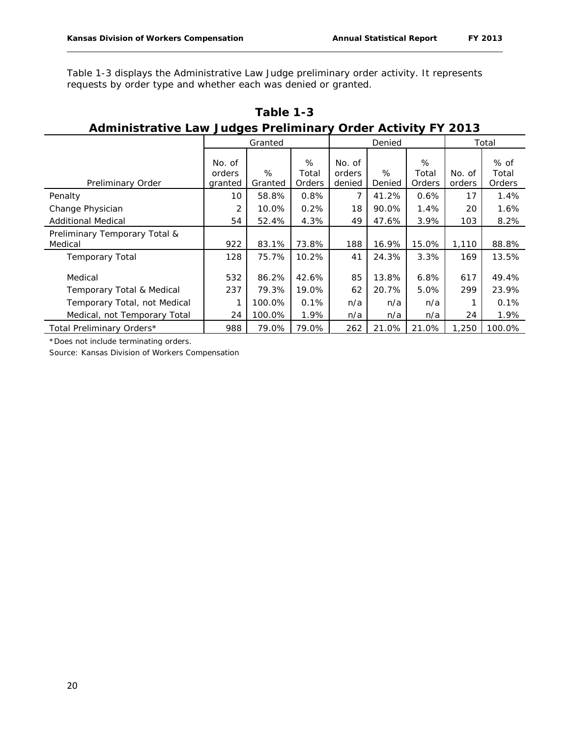Table 1-3 displays the Administrative Law Judge preliminary order activity. It represents requests by order type and whether each was denied or granted.

## Table 1-3
## Administrative Law Judges Preliminary Order Activity FY 2013

| | Granted | | | Denied | | | Total | |
|---|---|---|---|---|---|---|---|---|
| Preliminary Order | No. of orders granted | % Granted | % Total Orders | No. of orders denied | % Denied | % Total Orders | No. of orders | % of Total Orders |
| Penalty | 10 | 58.8% | 0.8% | 7 | 41.2% | 0.6% | 17 | 1.4% |
| Change Physician | 2 | 10.0% | 0.2% | 18 | 90.0% | 1.4% | 20 | 1.6% |
| Additional Medical | 54 | 52.4% | 4.3% | 49 | 47.6% | 3.9% | 103 | 8.2% |
| Preliminary Temporary Total & Medical | 922 | 83.1% | 73.8% | 188 | 16.9% | 15.0% | 1,110 | 88.8% |
| Temporary Total | 128 | 75.7% | 10.2% | 41 | 24.3% | 3.3% | 169 | 13.5% |
| Medical | 532 | 86.2% | 42.6% | 85 | 13.8% | 6.8% | 617 | 49.4% |
| Temporary Total & Medical | 237 | 79.3% | 19.0% | 62 | 20.7% | 5.0% | 299 | 23.9% |
| Temporary Total, not Medical | 1 | 100.0% | 0.1% | n/a | n/a | n/a | 1 | 0.1% |
| Medical, not Temporary Total | 24 | 100.0% | 1.9% | n/a | n/a | n/a | 24 | 1.9% |
| Total Preliminary Orders* | 988 | 79.0% | 79.0% | 262 | 21.0% | 21.0% | 1,250 | 100.0% |

*Does not include terminating orders.

Source: Kansas Division of Workers Compensation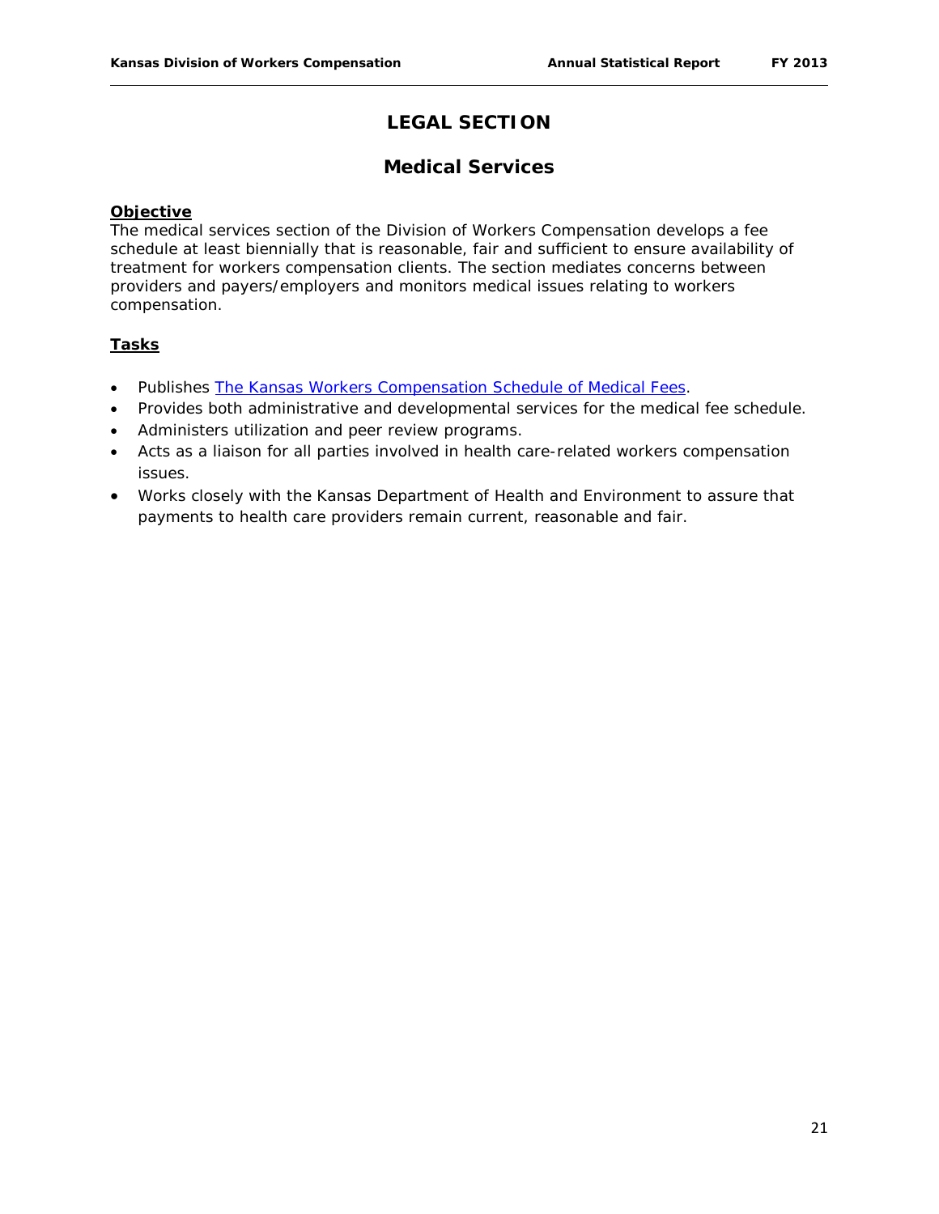# LEGAL SECTION

## Medical Services

**Objective**

The medical services section of the Division of Workers Compensation develops a fee schedule at least biennially that is reasonable, fair and sufficient to ensure availability of treatment for workers compensation clients. The section mediates concerns between providers and payers/employers and monitors medical issues relating to workers compensation.

**Tasks**

- Publishes The Kansas Workers Compensation Schedule of Medical Fees.
- Provides both administrative and developmental services for the medical fee schedule.
- Administers utilization and peer review programs.
- Acts as a liaison for all parties involved in health care-related workers compensation issues.
- Works closely with the Kansas Department of Health and Environment to assure that payments to health care providers remain current, reasonable and fair.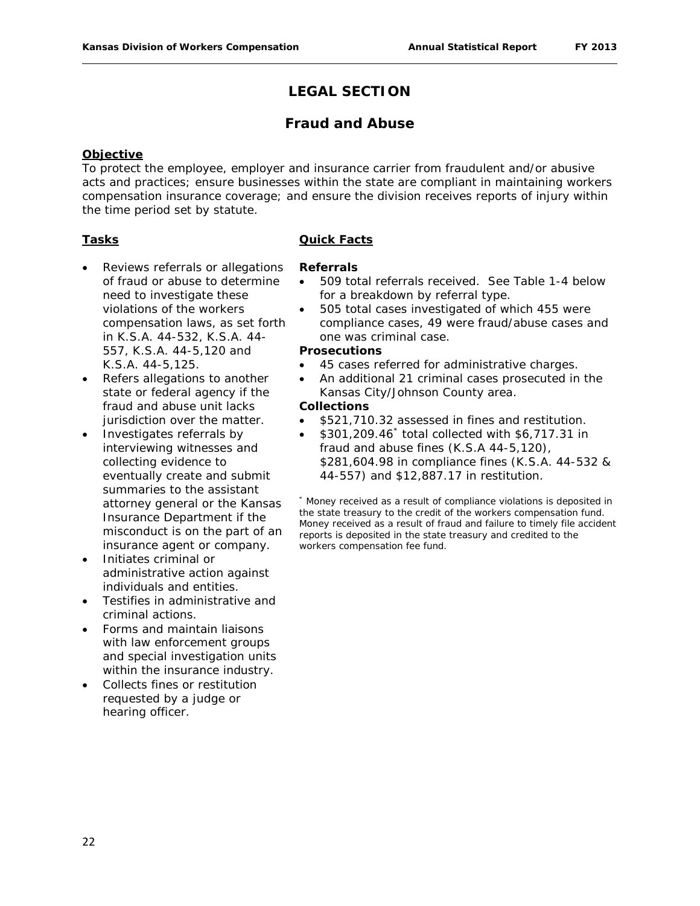# LEGAL SECTION

## Fraud and Abuse

**Objective**

To protect the employee, employer and insurance carrier from fraudulent and/or abusive acts and practices; ensure businesses within the state are compliant in maintaining workers compensation insurance coverage; and ensure the division receives reports of injury within the time period set by statute.

**Tasks**

- Reviews referrals or allegations of fraud or abuse to determine need to investigate these violations of the workers compensation laws, as set forth in K.S.A. 44-532, K.S.A. 44-557, K.S.A. 44-5,120 and K.S.A. 44-5,125.
- Refers allegations to another state or federal agency if the fraud and abuse unit lacks jurisdiction over the matter.
- Investigates referrals by interviewing witnesses and collecting evidence to eventually create and submit summaries to the assistant attorney general or the Kansas Insurance Department if the misconduct is on the part of an insurance agent or company.
- Initiates criminal or administrative action against individuals and entities.
- Testifies in administrative and criminal actions.
- Forms and maintain liaisons with law enforcement groups and special investigation units within the insurance industry.
- Collects fines or restitution requested by a judge or hearing officer.

**Quick Facts**

**Referrals**

- 509 total referrals received. See Table 1-4 below for a breakdown by referral type.
- 505 total cases investigated of which 455 were compliance cases, 49 were fraud/abuse cases and one was criminal case.

**Prosecutions**

- 45 cases referred for administrative charges.
- An additional 21 criminal cases prosecuted in the Kansas City/Johnson County area.

**Collections**

- $521,710.32 assessed in fines and restitution.
- $301,209.46* total collected with $6,717.31 in fraud and abuse fines (K.S.A 44-5,120), $281,604.98 in compliance fines (K.S.A. 44-532 & 44-557) and $12,887.17 in restitution.

* Money received as a result of compliance violations is deposited in the state treasury to the credit of the workers compensation fund. Money received as a result of fraud and failure to timely file accident reports is deposited in the state treasury and credited to the workers compensation fee fund.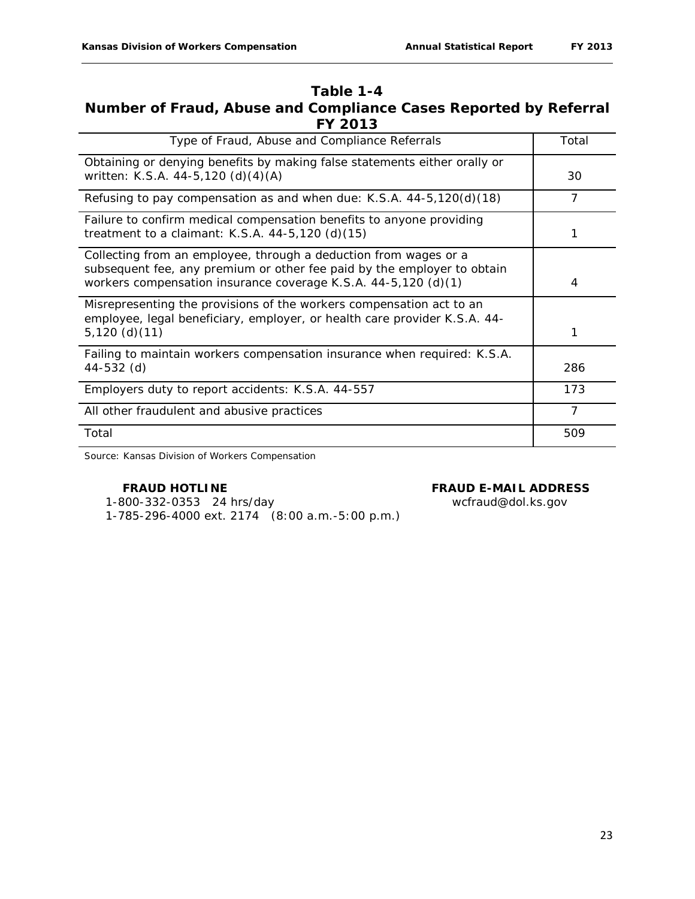## Table 1-4

## Number of Fraud, Abuse and Compliance Cases Reported by Referral

## FY 2013

| Type of Fraud, Abuse and Compliance Referrals | Total |
|---|---|
| Obtaining or denying benefits by making false statements either orally or written: K.S.A. 44-5,120 (d)(4)(A) | 30 |
| Refusing to pay compensation as and when due: K.S.A. 44-5,120(d)(18) | 7 |
| Failure to confirm medical compensation benefits to anyone providing treatment to a claimant: K.S.A. 44-5,120 (d)(15) | 1 |
| Collecting from an employee, through a deduction from wages or a subsequent fee, any premium or other fee paid by the employer to obtain workers compensation insurance coverage K.S.A. 44-5,120 (d)(1) | 4 |
| Misrepresenting the provisions of the workers compensation act to an employee, legal beneficiary, employer, or health care provider K.S.A. 44-5,120 (d)(11) | 1 |
| Failing to maintain workers compensation insurance when required: K.S.A. 44-532 (d) | 286 |
| Employers duty to report accidents: K.S.A. 44-557 | 173 |
| All other fraudulent and abusive practices | 7 |
| Total | 509 |

Source: Kansas Division of Workers Compensation

**FRAUD HOTLINE**

1-800-332-0353 24 hrs/day

1-785-296-4000 ext. 2174 (8:00 a.m.-5:00 p.m.)

**FRAUD E-MAIL ADDRESS**

wcfraud@dol.ks.gov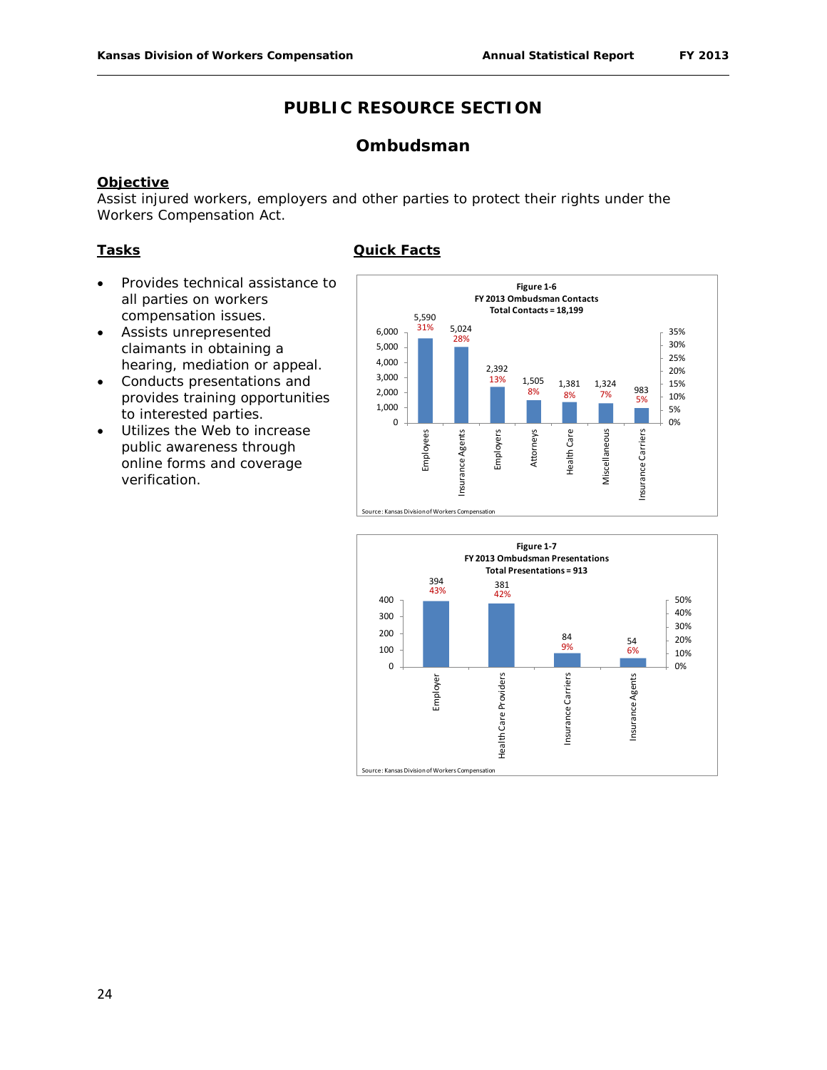# PUBLIC RESOURCE SECTION

## Ombudsman

**Objective**

Assist injured workers, employers and other parties to protect their rights under the Workers Compensation Act.

**Tasks**

- Provides technical assistance to all parties on workers compensation issues.
- Assists unrepresented claimants in obtaining a hearing, mediation or appeal.
- Conducts presentations and provides training opportunities to interested parties.
- Utilizes the Web to increase public awareness through online forms and coverage verification.

**Quick Facts**

**Figure 1-6**
**FY 2013 Ombudsman Contacts**
**Total Contacts = 18,199**

| Category | Contacts | Percent |
|---|---|---|
| Employees | 5,590 | 31% |
| Insurance Agents | 5,024 | 28% |
| Employers | 2,392 | 13% |
| Attorneys | 1,505 | 8% |
| Health Care | 1,381 | 8% |
| Miscellaneous | 1,324 | 7% |
| Insurance Carriers | 983 | 5% |

Source: Kansas Division of Workers Compensation

**Figure 1-7**
**FY 2013 Ombudsman Presentations**
**Total Presentations = 913**

| Category | Presentations | Percent |
|---|---|---|
| Employer | 394 | 43% |
| Health Care Providers | 381 | 42% |
| Insurance Carriers | 84 | 9% |
| Insurance Agents | 54 | 6% |

Source: Kansas Division of Workers Compensation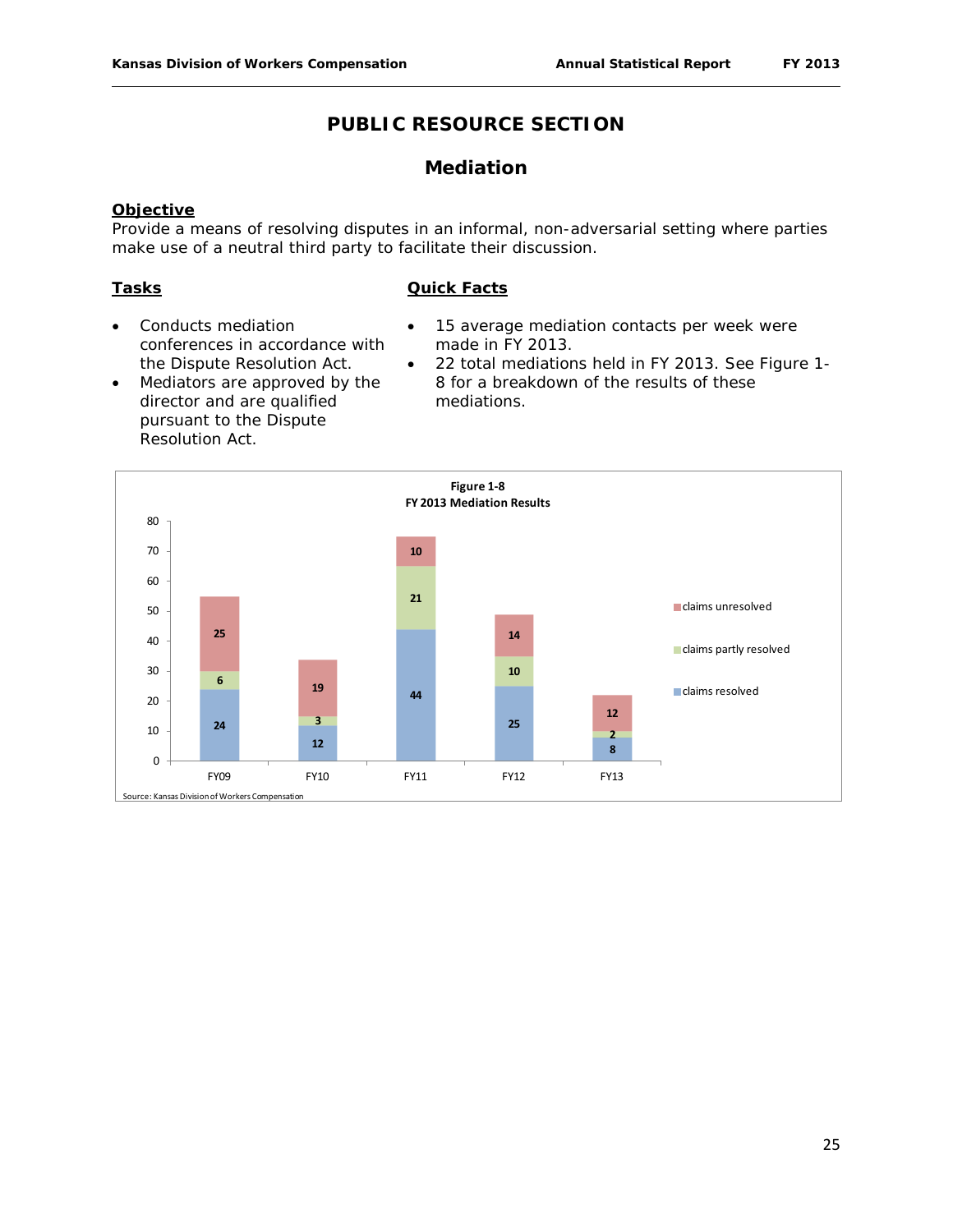# PUBLIC RESOURCE SECTION

## Mediation

**Objective**

Provide a means of resolving disputes in an informal, non-adversarial setting where parties make use of a neutral third party to facilitate their discussion.

**Tasks**

- Conducts mediation conferences in accordance with the Dispute Resolution Act.
- Mediators are approved by the director and are qualified pursuant to the Dispute Resolution Act.

**Quick Facts**

- 15 average mediation contacts per week were made in FY 2013.
- 22 total mediations held in FY 2013. See Figure 1-8 for a breakdown of the results of these mediations.

**Figure 1-8**
**FY 2013 Mediation Results**

| | FY09 | FY10 | FY11 | FY12 | FY13 |
|---|---|---|---|---|---|
| claims resolved | 24 | 12 | 44 | 25 | 8 |
| claims partly resolved | 6 | 3 | 21 | 10 | 2 |
| claims unresolved | 25 | 19 | 10 | 14 | 12 |

Source: Kansas Division of Workers Compensation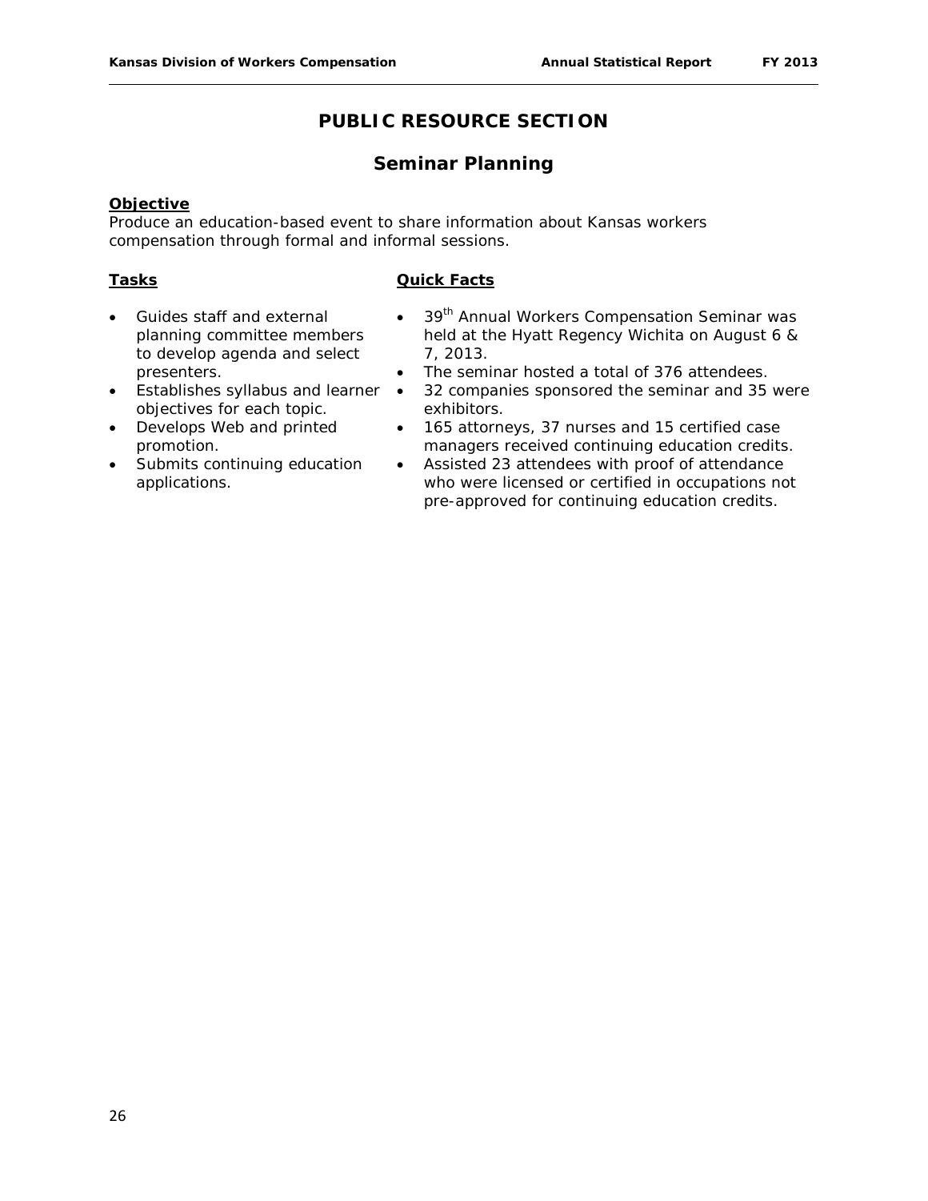# PUBLIC RESOURCE SECTION

## Seminar Planning

**Objective**

Produce an education-based event to share information about Kansas workers compensation through formal and informal sessions.

**Tasks**

- Guides staff and external planning committee members to develop agenda and select presenters.
- Establishes syllabus and learner objectives for each topic.
- Develops Web and printed promotion.
- Submits continuing education applications.

**Quick Facts**

- 39th Annual Workers Compensation Seminar was held at the Hyatt Regency Wichita on August 6 & 7, 2013.
- The seminar hosted a total of 376 attendees.
- 32 companies sponsored the seminar and 35 were exhibitors.
- 165 attorneys, 37 nurses and 15 certified case managers received continuing education credits.
- Assisted 23 attendees with proof of attendance who were licensed or certified in occupations not pre-approved for continuing education credits.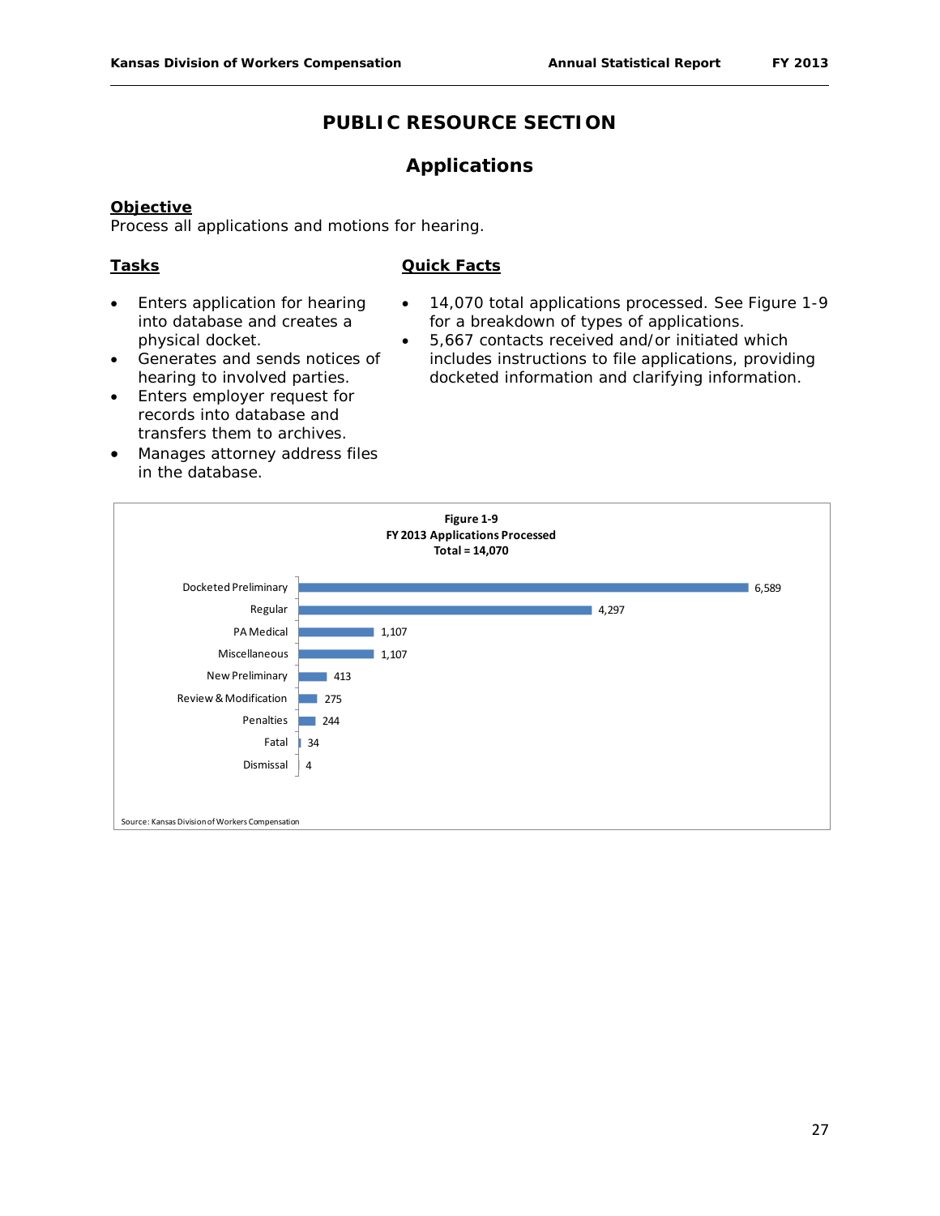# PUBLIC RESOURCE SECTION

## Applications

**Objective**

Process all applications and motions for hearing.

**Tasks**

- Enters application for hearing into database and creates a physical docket.
- Generates and sends notices of hearing to involved parties.
- Enters employer request for records into database and transfers them to archives.
- Manages attorney address files in the database.

**Quick Facts**

- 14,070 total applications processed. See Figure 1-9 for a breakdown of types of applications.
- 5,667 contacts received and/or initiated which includes instructions to file applications, providing docketed information and clarifying information.

**Figure 1-9**
**FY 2013 Applications Processed**
**Total = 14,070**

| Application Type | Number |
|---|---|
| Docketed Preliminary | 6,589 |
| Regular | 4,297 |
| PA Medical | 1,107 |
| Miscellaneous | 1,107 |
| New Preliminary | 413 |
| Review & Modification | 275 |
| Penalties | 244 |
| Fatal | 34 |
| Dismissal | 4 |

Source: Kansas Division of Workers Compensation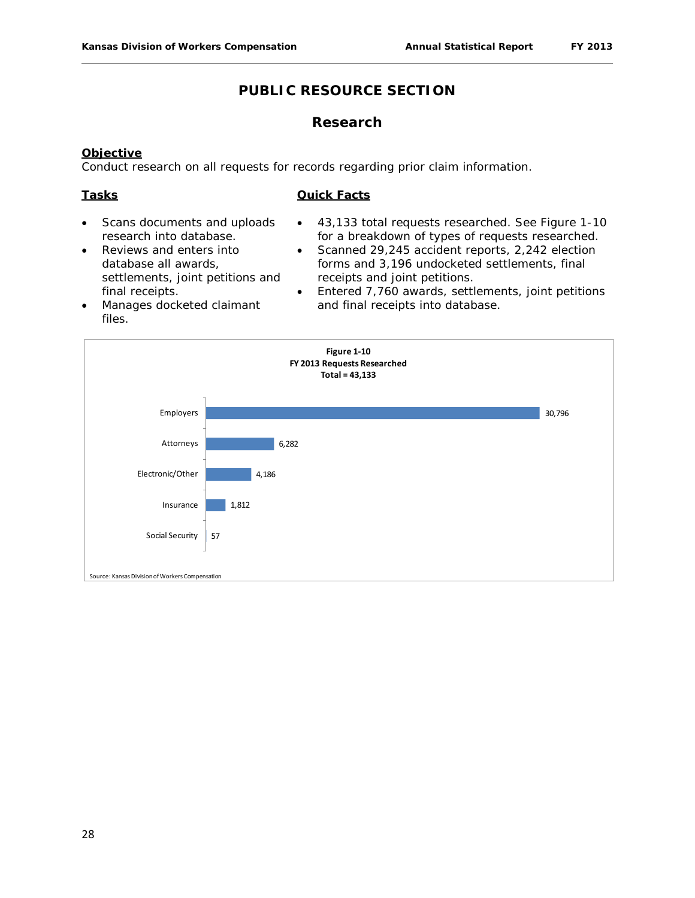# PUBLIC RESOURCE SECTION

## Research

**Objective**

Conduct research on all requests for records regarding prior claim information.

**Tasks**

- Scans documents and uploads research into database.
- Reviews and enters into database all awards, settlements, joint petitions and final receipts.
- Manages docketed claimant files.

**Quick Facts**

- 43,133 total requests researched. See Figure 1-10 for a breakdown of types of requests researched.
- Scanned 29,245 accident reports, 2,242 election forms and 3,196 undocketed settlements, final receipts and joint petitions.
- Entered 7,760 awards, settlements, joint petitions and final receipts into database.

**Figure 1-10**
**FY 2013 Requests Researched**
**Total = 43,133**

| Requester | Requests |
|---|---|
| Employers | 30,796 |
| Attorneys | 6,282 |
| Electronic/Other | 4,186 |
| Insurance | 1,812 |
| Social Security | 57 |

Source: Kansas Division of Workers Compensation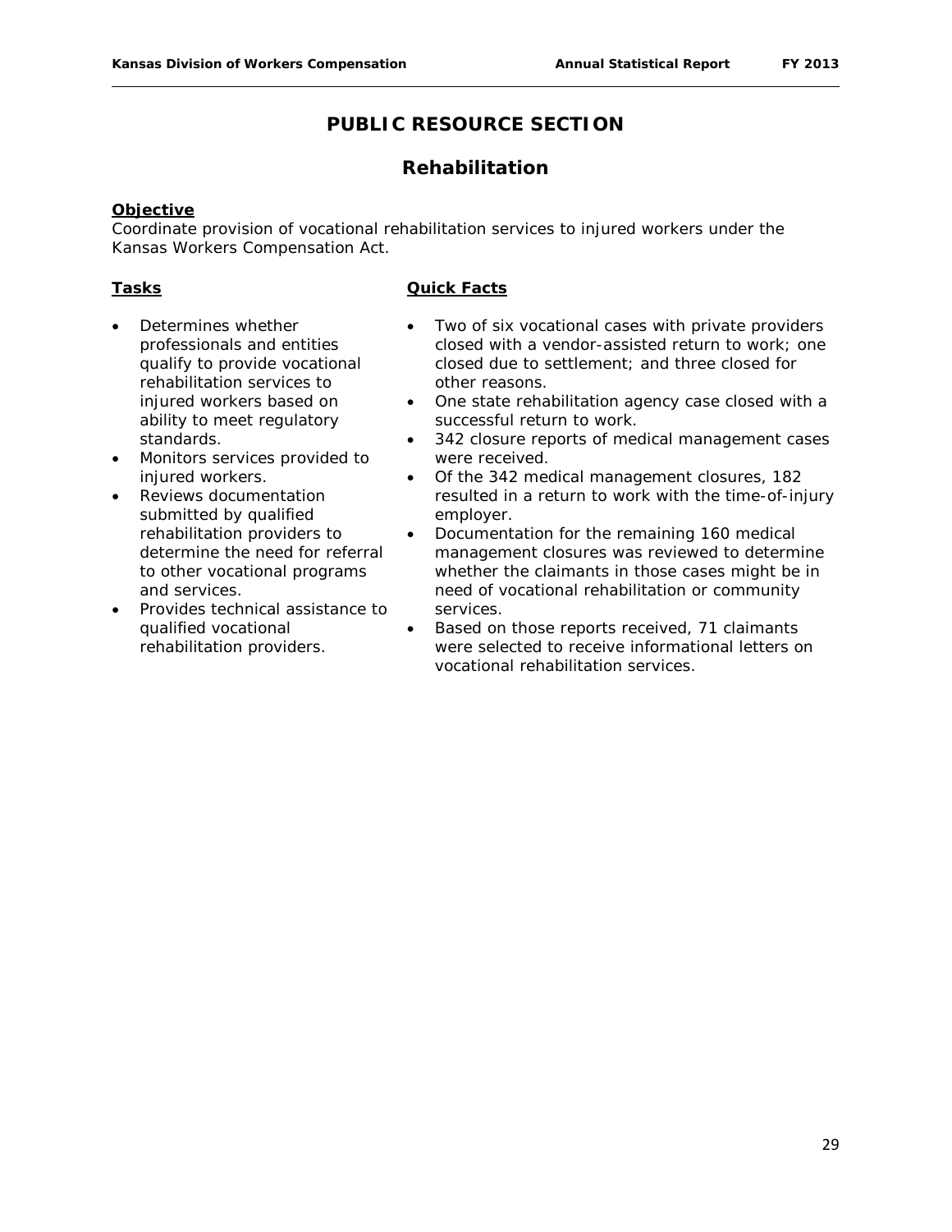# PUBLIC RESOURCE SECTION

## Rehabilitation

**Objective**

Coordinate provision of vocational rehabilitation services to injured workers under the Kansas Workers Compensation Act.

**Tasks**

- Determines whether professionals and entities qualify to provide vocational rehabilitation services to injured workers based on ability to meet regulatory standards.
- Monitors services provided to injured workers.
- Reviews documentation submitted by qualified rehabilitation providers to determine the need for referral to other vocational programs and services.
- Provides technical assistance to qualified vocational rehabilitation providers.

**Quick Facts**

- Two of six vocational cases with private providers closed with a vendor-assisted return to work; one closed due to settlement; and three closed for other reasons.
- One state rehabilitation agency case closed with a successful return to work.
- 342 closure reports of medical management cases were received.
- Of the 342 medical management closures, 182 resulted in a return to work with the time-of-injury employer.
- Documentation for the remaining 160 medical management closures was reviewed to determine whether the claimants in those cases might be in need of vocational rehabilitation or community services.
- Based on those reports received, 71 claimants were selected to receive informational letters on vocational rehabilitation services.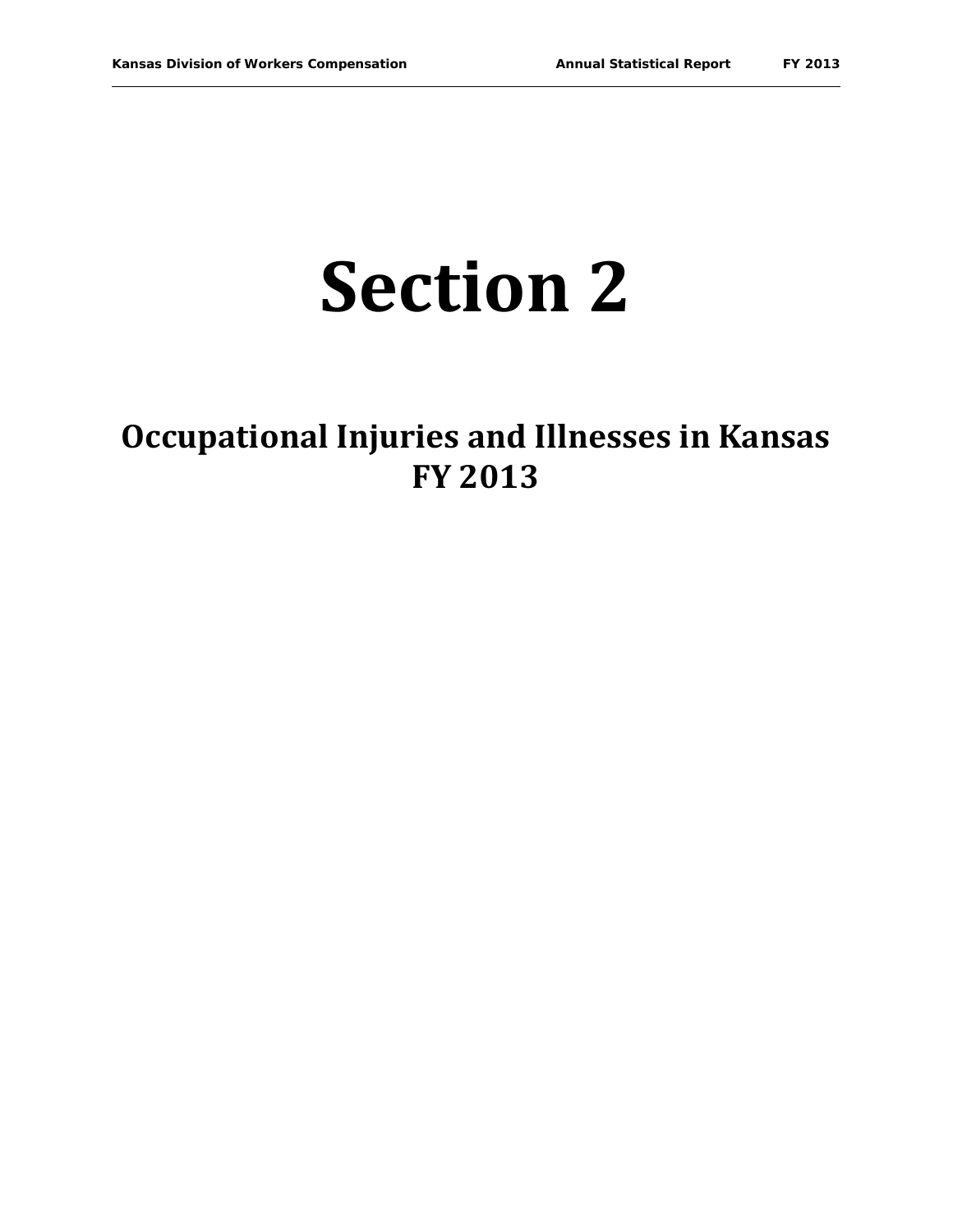# Section 2

## Occupational Injuries and Illnesses in Kansas FY 2013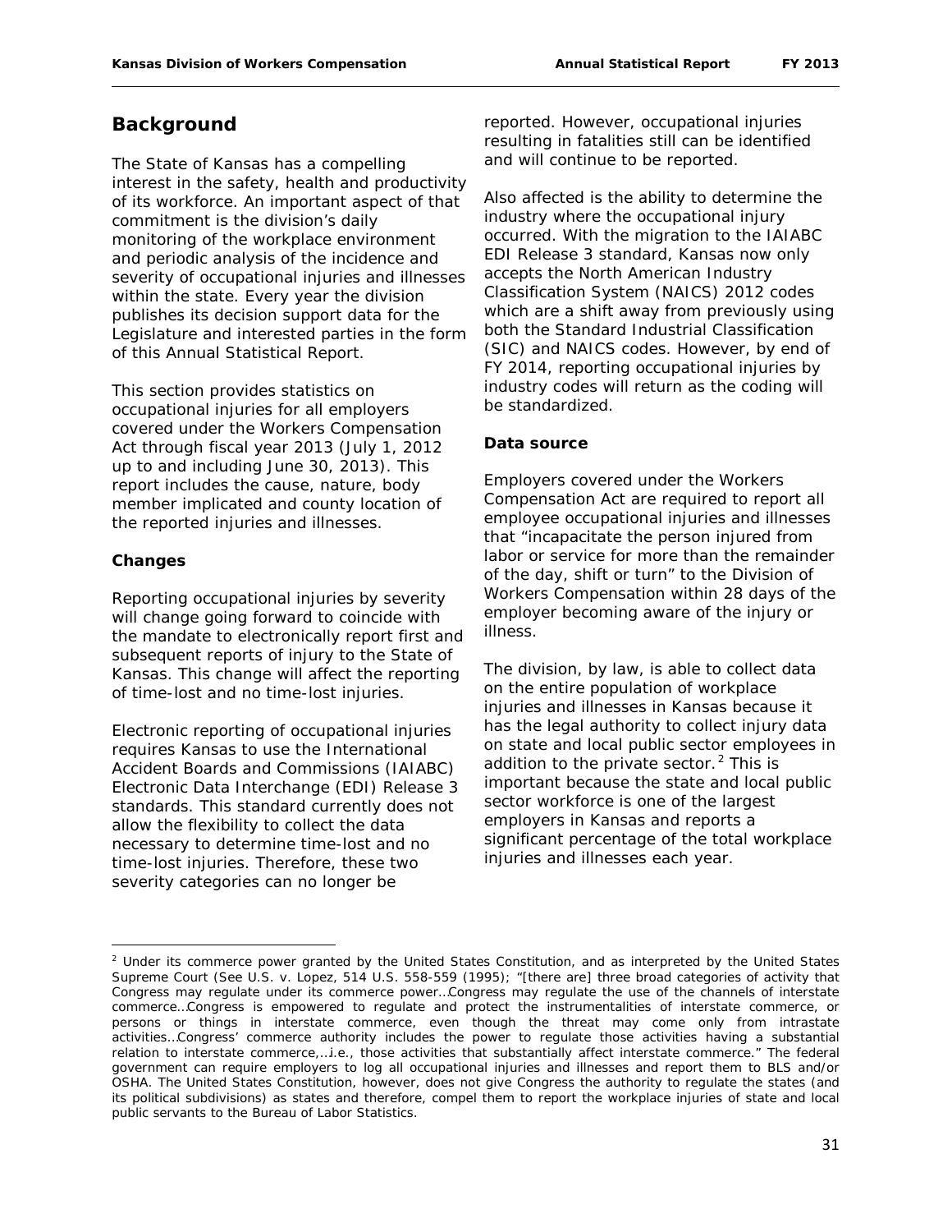## Background

The State of Kansas has a compelling interest in the safety, health and productivity of its workforce. An important aspect of that commitment is the division's daily monitoring of the workplace environment and periodic analysis of the incidence and severity of occupational injuries and illnesses within the state. Every year the division publishes its decision support data for the Legislature and interested parties in the form of this Annual Statistical Report.

This section provides statistics on occupational injuries for all employers covered under the Workers Compensation Act through fiscal year 2013 (July 1, 2012 up to and including June 30, 2013). This report includes the cause, nature, body member implicated and county location of the reported injuries and illnesses.

### Changes

Reporting occupational injuries by severity will change going forward to coincide with the mandate to electronically report first and subsequent reports of injury to the State of Kansas. This change will affect the reporting of time-lost and no time-lost injuries.

Electronic reporting of occupational injuries requires Kansas to use the International Accident Boards and Commissions (IAIABC) Electronic Data Interchange (EDI) Release 3 standards. This standard currently does not allow the flexibility to collect the data necessary to determine time-lost and no time-lost injuries. Therefore, these two severity categories can no longer be reported. However, occupational injuries resulting in fatalities still can be identified and will continue to be reported.

Also affected is the ability to determine the industry where the occupational injury occurred. With the migration to the IAIABC EDI Release 3 standard, Kansas now only accepts the North American Industry Classification System (NAICS) 2012 codes which are a shift away from previously using both the Standard Industrial Classification (SIC) and NAICS codes. However, by end of FY 2014, reporting occupational injuries by industry codes will return as the coding will be standardized.

### Data source

Employers covered under the Workers Compensation Act are required to report all employee occupational injuries and illnesses that "incapacitate the person injured from labor or service for more than the remainder of the day, shift or turn" to the Division of Workers Compensation within 28 days of the employer becoming aware of the injury or illness.

The division, by law, is able to collect data on the entire population of workplace injuries and illnesses in Kansas because it has the legal authority to collect injury data on state and local public sector employees in addition to the private sector.[2] This is important because the state and local public sector workforce is one of the largest employers in Kansas and reports a significant percentage of the total workplace injuries and illnesses each year.

---

[2] Under its commerce power granted by the United States Constitution, and as interpreted by the United States Supreme Court (See U.S. v. Lopez, 514 U.S. 558-559 (1995); "[there are] three broad categories of activity that Congress may regulate under its commerce power…Congress may regulate the use of the channels of interstate commerce…Congress is empowered to regulate and protect the instrumentalities of interstate commerce, or persons or things in interstate commerce, even though the threat may come only from intrastate activities…Congress' commerce authority includes the power to regulate those activities having a substantial relation to interstate commerce,…i.e., those activities that substantially affect interstate commerce." The federal government can require employers to log all occupational injuries and illnesses and report them to BLS and/or OSHA. The United States Constitution, however, does not give Congress the authority to regulate the states (and its political subdivisions) as states and therefore, compel them to report the workplace injuries of state and local public servants to the Bureau of Labor Statistics.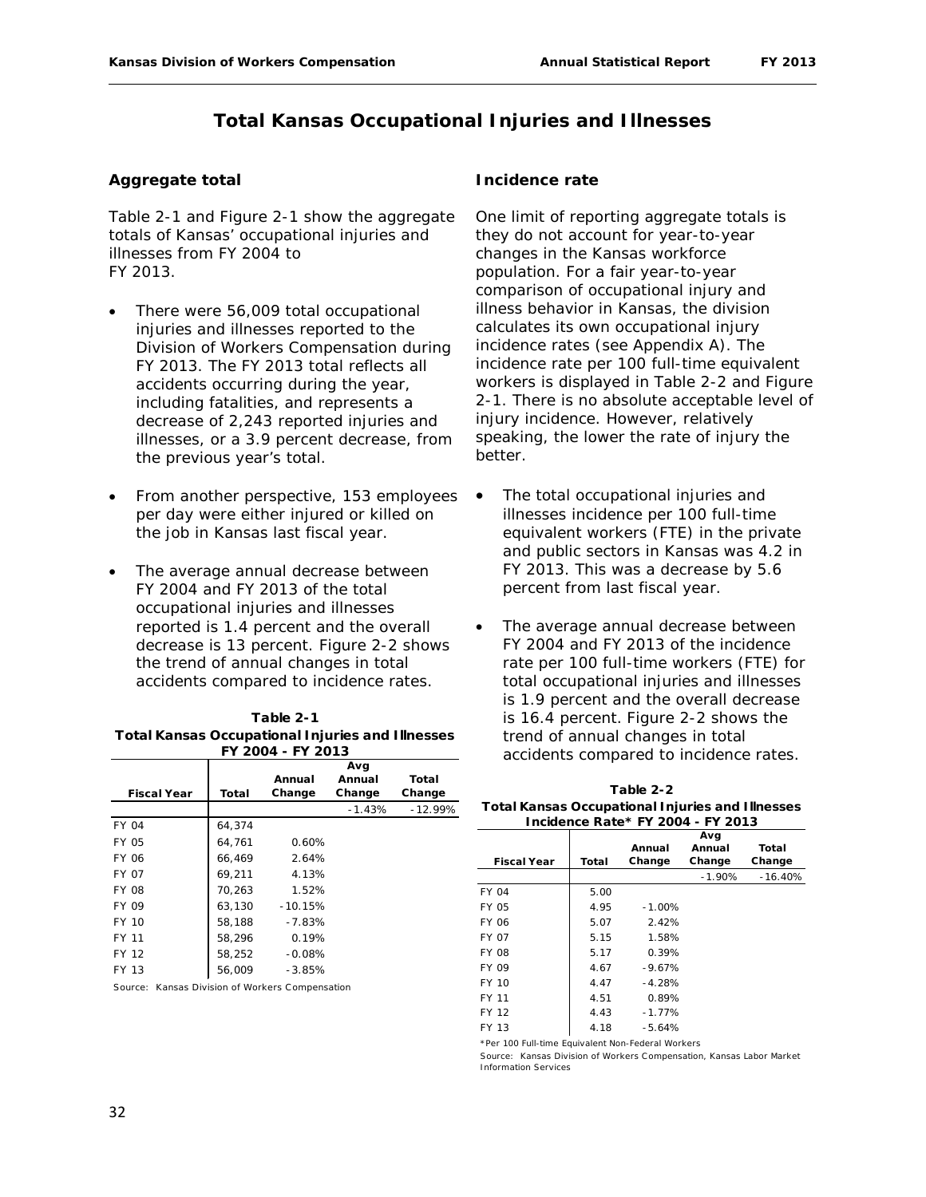# Total Kansas Occupational Injuries and Illnesses

## Aggregate total

Table 2-1 and Figure 2-1 show the aggregate totals of Kansas' occupational injuries and illnesses from FY 2004 to FY 2013.

- There were 56,009 total occupational injuries and illnesses reported to the Division of Workers Compensation during FY 2013. The FY 2013 total reflects all accidents occurring during the year, including fatalities, and represents a decrease of 2,243 reported injuries and illnesses, or a 3.9 percent decrease, from the previous year's total.
- From another perspective, 153 employees per day were either injured or killed on the job in Kansas last fiscal year.
- The average annual decrease between FY 2004 and FY 2013 of the total occupational injuries and illnesses reported is 1.4 percent and the overall decrease is 13 percent. Figure 2-2 shows the trend of annual changes in total accidents compared to incidence rates.

**Table 2-1**
**Total Kansas Occupational Injuries and Illnesses FY 2004 - FY 2013**

| Fiscal Year | Total | Annual Change | Avg Annual Change | Total Change |
|---|---|---|---|---|
| | | | -1.43% | -12.99% |
| FY 04 | 64,374 | | | |
| FY 05 | 64,761 | 0.60% | | |
| FY 06 | 66,469 | 2.64% | | |
| FY 07 | 69,211 | 4.13% | | |
| FY 08 | 70,263 | 1.52% | | |
| FY 09 | 63,130 | -10.15% | | |
| FY 10 | 58,188 | -7.83% | | |
| FY 11 | 58,296 | 0.19% | | |
| FY 12 | 58,252 | -0.08% | | |
| FY 13 | 56,009 | -3.85% | | |

Source: Kansas Division of Workers Compensation

## Incidence rate

One limit of reporting aggregate totals is they do not account for year-to-year changes in the Kansas workforce population. For a fair year-to-year comparison of occupational injury and illness behavior in Kansas, the division calculates its own occupational injury incidence rates (see Appendix A). The incidence rate per 100 full-time equivalent workers is displayed in Table 2-2 and Figure 2-1. There is no absolute acceptable level of injury incidence. However, relatively speaking, the lower the rate of injury the better.

- The total occupational injuries and illnesses incidence per 100 full-time equivalent workers (FTE) in the private and public sectors in Kansas was 4.2 in FY 2013. This was a decrease by 5.6 percent from last fiscal year.
- The average annual decrease between FY 2004 and FY 2013 of the incidence rate per 100 full-time workers (FTE) for total occupational injuries and illnesses is 1.9 percent and the overall decrease is 16.4 percent. Figure 2-2 shows the trend of annual changes in total accidents compared to incidence rates.

**Table 2-2**
**Total Kansas Occupational Injuries and Illnesses Incidence Rate* FY 2004 - FY 2013**

| Fiscal Year | Total | Annual Change | Avg Annual Change | Total Change |
|---|---|---|---|---|
| | | | -1.90% | -16.40% |
| FY 04 | 5.00 | | | |
| FY 05 | 4.95 | -1.00% | | |
| FY 06 | 5.07 | 2.42% | | |
| FY 07 | 5.15 | 1.58% | | |
| FY 08 | 5.17 | 0.39% | | |
| FY 09 | 4.67 | -9.67% | | |
| FY 10 | 4.47 | -4.28% | | |
| FY 11 | 4.51 | 0.89% | | |
| FY 12 | 4.43 | -1.77% | | |
| FY 13 | 4.18 | -5.64% | | |

*Per 100 Full-time Equivalent Non-Federal Workers

Source: Kansas Division of Workers Compensation, Kansas Labor Market Information Services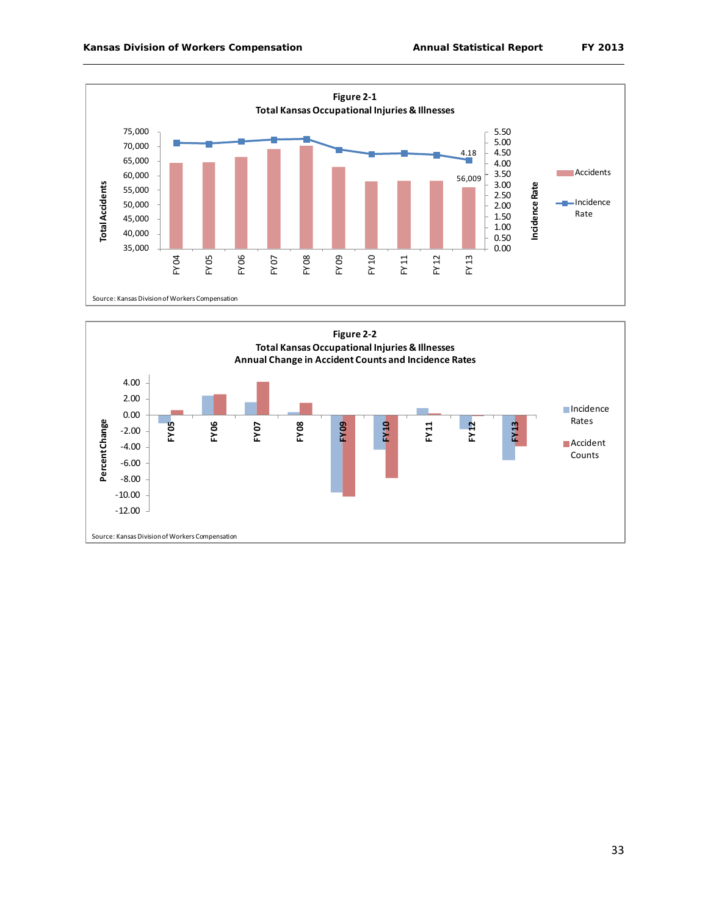**Figure 2-1**
**Total Kansas Occupational Injuries & Illnesses**

Total Accidents: 75,000 70,000 65,000 60,000 55,000 50,000 45,000 40,000 35,000

Incidence Rate: 5.50 5.00 4.50 4.00 3.50 3.00 2.50 2.00 1.50 1.00 0.50 0.00

FY04 FY05 FY06 FY07 FY08 FY09 FY10 FY11 FY12 FY13

4.18

56,009

Accidents

Incidence Rate

Source: Kansas Division of Workers Compensation

**Figure 2-2**
**Total Kansas Occupational Injuries & Illnesses**
**Annual Change in Accident Counts and Incidence Rates**

Percent Change: 4.00 2.00 0.00 -2.00 -4.00 -6.00 -8.00 -10.00 -12.00

FY05 FY06 FY07 FY08 FY09 FY10 FY11 FY12 FY13

Incidence Rates

Accident Counts

Source: Kansas Division of Workers Compensation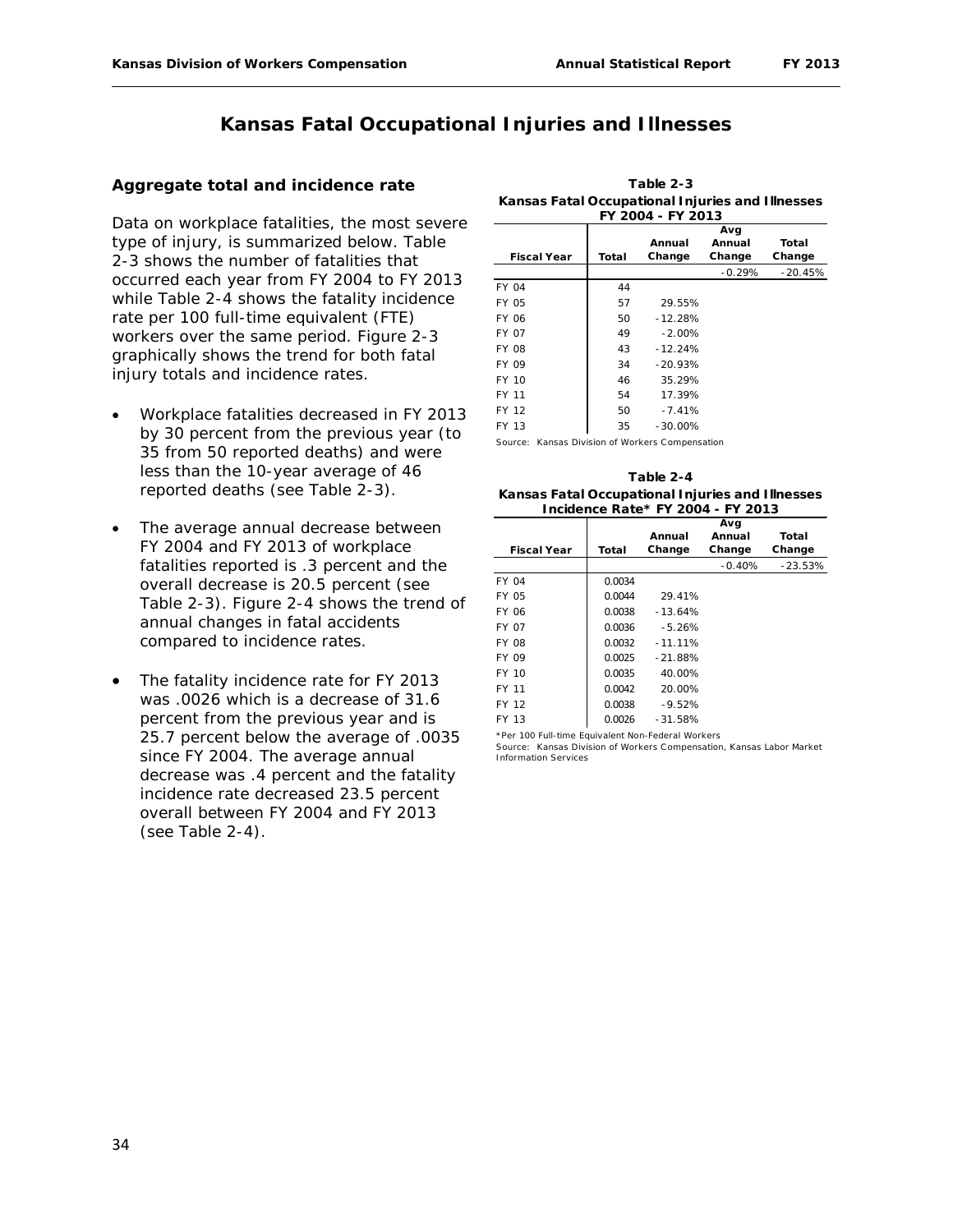# Kansas Fatal Occupational Injuries and Illnesses

## Aggregate total and incidence rate

Data on workplace fatalities, the most severe type of injury, is summarized below. Table 2-3 shows the number of fatalities that occurred each year from FY 2004 to FY 2013 while Table 2-4 shows the fatality incidence rate per 100 full-time equivalent (FTE) workers over the same period. Figure 2-3 graphically shows the trend for both fatal injury totals and incidence rates.

- Workplace fatalities decreased in FY 2013 by 30 percent from the previous year (to 35 from 50 reported deaths) and were less than the 10-year average of 46 reported deaths (see Table 2-3).
- The average annual decrease between FY 2004 and FY 2013 of workplace fatalities reported is .3 percent and the overall decrease is 20.5 percent (see Table 2-3). Figure 2-4 shows the trend of annual changes in fatal accidents compared to incidence rates.
- The fatality incidence rate for FY 2013 was .0026 which is a decrease of 31.6 percent from the previous year and is 25.7 percent below the average of .0035 since FY 2004. The average annual decrease was .4 percent and the fatality incidence rate decreased 23.5 percent overall between FY 2004 and FY 2013 (see Table 2-4).

**Table 2-3**
**Kansas Fatal Occupational Injuries and Illnesses**
**FY 2004 - FY 2013**

| Fiscal Year | Total | Annual Change | Avg Annual Change | Total Change |
|---|---|---|---|---|
| | | | -0.29% | -20.45% |
| FY 04 | 44 | | | |
| FY 05 | 57 | 29.55% | | |
| FY 06 | 50 | -12.28% | | |
| FY 07 | 49 | -2.00% | | |
| FY 08 | 43 | -12.24% | | |
| FY 09 | 34 | -20.93% | | |
| FY 10 | 46 | 35.29% | | |
| FY 11 | 54 | 17.39% | | |
| FY 12 | 50 | -7.41% | | |
| FY 13 | 35 | -30.00% | | |

Source: Kansas Division of Workers Compensation

**Table 2-4**
**Kansas Fatal Occupational Injuries and Illnesses**
**Incidence Rate* FY 2004 - FY 2013**

| Fiscal Year | Total | Annual Change | Avg Annual Change | Total Change |
|---|---|---|---|---|
| | | | -0.40% | -23.53% |
| FY 04 | 0.0034 | | | |
| FY 05 | 0.0044 | 29.41% | | |
| FY 06 | 0.0038 | -13.64% | | |
| FY 07 | 0.0036 | -5.26% | | |
| FY 08 | 0.0032 | -11.11% | | |
| FY 09 | 0.0025 | -21.88% | | |
| FY 10 | 0.0035 | 40.00% | | |
| FY 11 | 0.0042 | 20.00% | | |
| FY 12 | 0.0038 | -9.52% | | |
| FY 13 | 0.0026 | -31.58% | | |

*Per 100 Full-time Equivalent Non-Federal Workers
Source: Kansas Division of Workers Compensation, Kansas Labor Market Information Services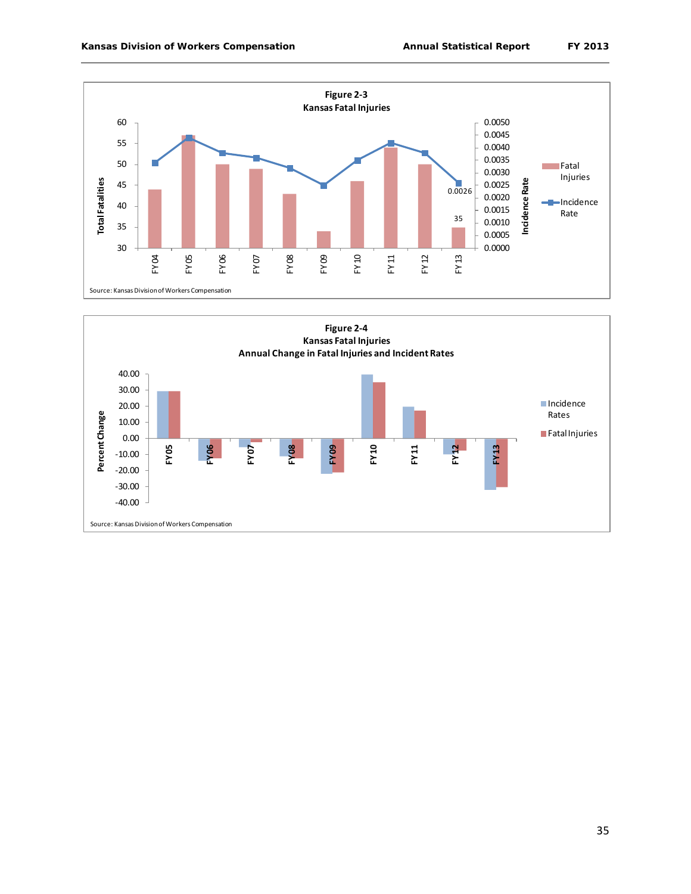**Figure 2-3**
**Kansas Fatal Injuries**

Source: Kansas Division of Workers Compensation

**Figure 2-4**
**Kansas Fatal Injuries**
**Annual Change in Fatal Injuries and Incident Rates**

Source: Kansas Division of Workers Compensation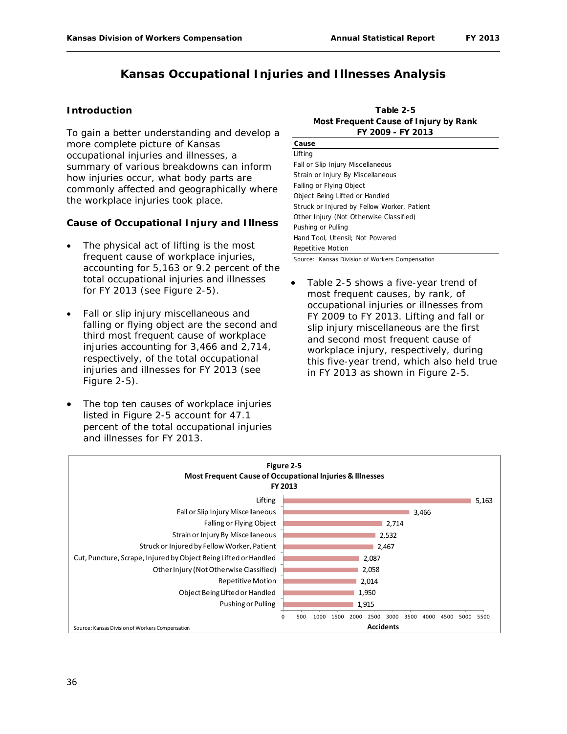# Kansas Occupational Injuries and Illnesses Analysis

## Introduction

To gain a better understanding and develop a more complete picture of Kansas occupational injuries and illnesses, a summary of various breakdowns can inform how injuries occur, what body parts are commonly affected and geographically where the workplace injuries took place.

## Cause of Occupational Injury and Illness

- The physical act of lifting is the most frequent cause of workplace injuries, accounting for 5,163 or 9.2 percent of the total occupational injuries and illnesses for FY 2013 (see Figure 2-5).
- Fall or slip injury miscellaneous and falling or flying object are the second and third most frequent cause of workplace injuries accounting for 3,466 and 2,714, respectively, of the total occupational injuries and illnesses for FY 2013 (see Figure 2-5).
- The top ten causes of workplace injuries listed in Figure 2-5 account for 47.1 percent of the total occupational injuries and illnesses for FY 2013.

**Table 2-5**
**Most Frequent Cause of Injury by Rank**
**FY 2009 - FY 2013**

| Cause |
|---|
| Lifting |
| Fall or Slip Injury Miscellaneous |
| Strain or Injury By Miscellaneous |
| Falling or Flying Object |
| Object Being Lifted or Handled |
| Struck or Injured by Fellow Worker, Patient |
| Other Injury (Not Otherwise Classified) |
| Pushing or Pulling |
| Hand Tool, Utensil; Not Powered |
| Repetitive Motion |

Source: Kansas Division of Workers Compensation

- Table 2-5 shows a five-year trend of most frequent causes, by rank, of occupational injuries or illnesses from FY 2009 to FY 2013. Lifting and fall or slip injury miscellaneous are the first and second most frequent cause of workplace injury, respectively, during this five-year trend, which also held true in FY 2013 as shown in Figure 2-5.

**Figure 2-5**
**Most Frequent Cause of Occupational Injuries & Illnesses**
**FY 2013**

| Cause | Accidents |
|---|---|
| Lifting | 5,163 |
| Fall or Slip Injury Miscellaneous | 3,466 |
| Falling or Flying Object | 2,714 |
| Strain or Injury By Miscellaneous | 2,532 |
| Struck or Injured by Fellow Worker, Patient | 2,467 |
| Cut, Puncture, Scrape, Injured by Object Being Lifted or Handled | 2,087 |
| Other Injury (Not Otherwise Classified) | 2,058 |
| Repetitive Motion | 2,014 |
| Object Being Lifted or Handled | 1,950 |
| Pushing or Pulling | 1,915 |

Source: Kansas Division of Workers Compensation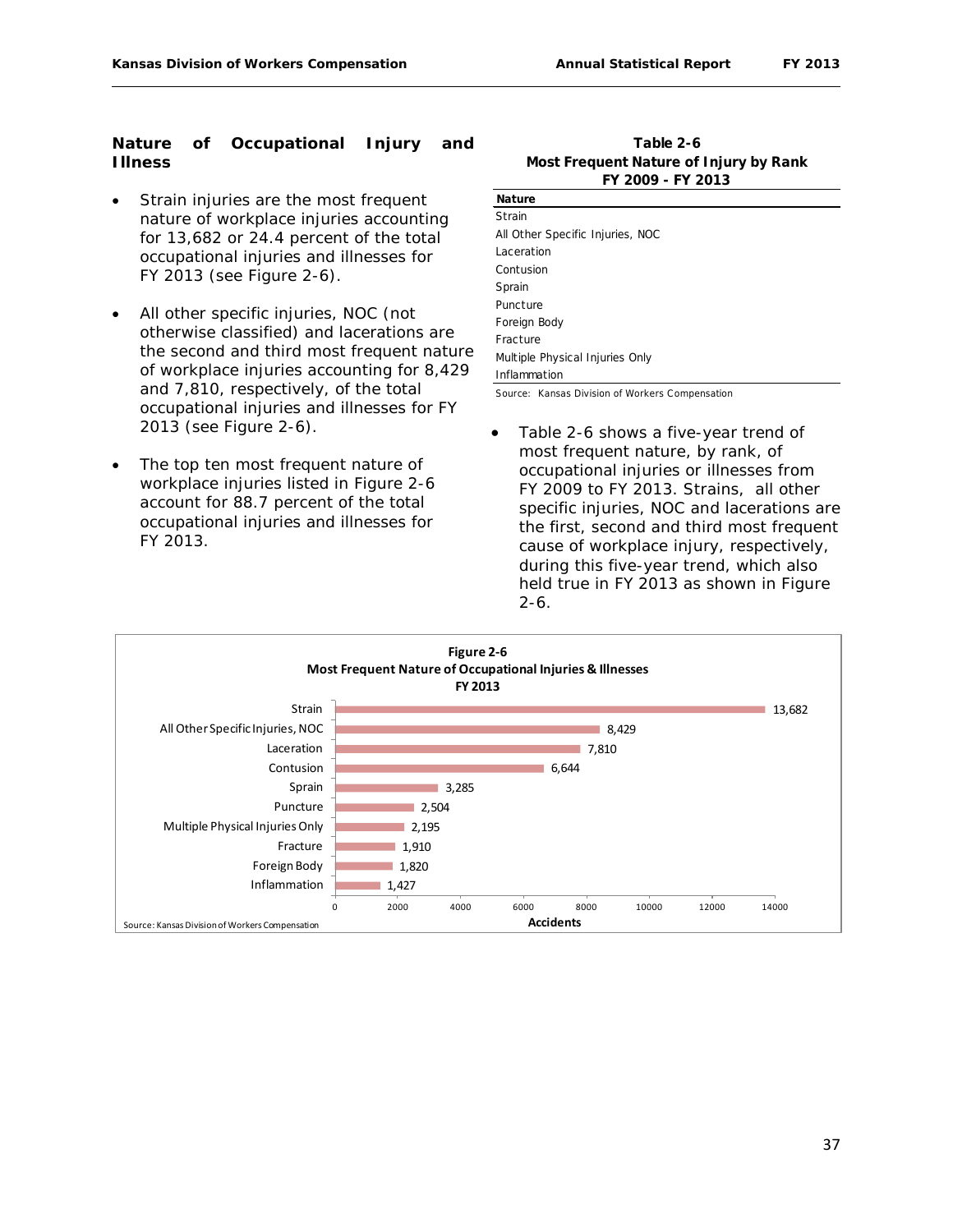## Nature of Occupational Injury and Illness

- Strain injuries are the most frequent nature of workplace injuries accounting for 13,682 or 24.4 percent of the total occupational injuries and illnesses for FY 2013 (see Figure 2-6).

- All other specific injuries, NOC (not otherwise classified) and lacerations are the second and third most frequent nature of workplace injuries accounting for 8,429 and 7,810, respectively, of the total occupational injuries and illnesses for FY 2013 (see Figure 2-6).

- The top ten most frequent nature of workplace injuries listed in Figure 2-6 account for 88.7 percent of the total occupational injuries and illnesses for FY 2013.

**Table 2-6**
**Most Frequent Nature of Injury by Rank**
**FY 2009 - FY 2013**

| Nature |
|---|
| Strain |
| All Other Specific Injuries, NOC |
| Laceration |
| Contusion |
| Sprain |
| Puncture |
| Foreign Body |
| Fracture |
| Multiple Physical Injuries Only |
| Inflammation |

Source: Kansas Division of Workers Compensation

- Table 2-6 shows a five-year trend of most frequent nature, by rank, of occupational injuries or illnesses from FY 2009 to FY 2013. Strains, all other specific injuries, NOC and lacerations are the first, second and third most frequent cause of workplace injury, respectively, during this five-year trend, which also held true in FY 2013 as shown in Figure 2-6.

**Figure 2-6**
**Most Frequent Nature of Occupational Injuries & Illnesses**
**FY 2013**

| Nature | Accidents |
|---|---|
| Strain | 13,682 |
| All Other Specific Injuries, NOC | 8,429 |
| Laceration | 7,810 |
| Contusion | 6,644 |
| Sprain | 3,285 |
| Puncture | 2,504 |
| Multiple Physical Injuries Only | 2,195 |
| Fracture | 1,910 |
| Foreign Body | 1,820 |
| Inflammation | 1,427 |

Source: Kansas Division of Workers Compensation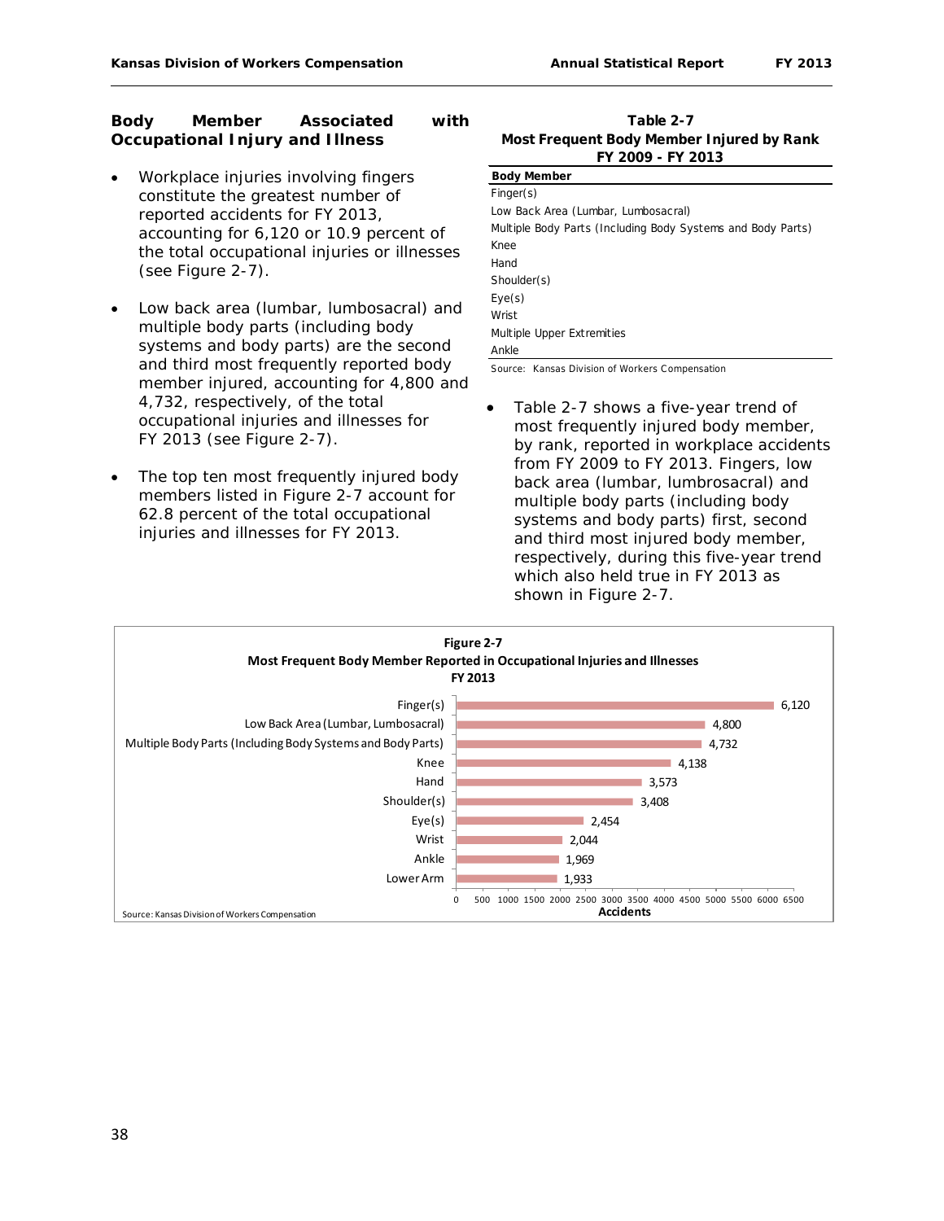## Body Member Associated with Occupational Injury and Illness

- Workplace injuries involving fingers constitute the greatest number of reported accidents for FY 2013, accounting for 6,120 or 10.9 percent of the total occupational injuries or illnesses (see Figure 2-7).

- Low back area (lumbar, lumbosacral) and multiple body parts (including body systems and body parts) are the second and third most frequently reported body member injured, accounting for 4,800 and 4,732, respectively, of the total occupational injuries and illnesses for FY 2013 (see Figure 2-7).

- The top ten most frequently injured body members listed in Figure 2-7 account for 62.8 percent of the total occupational injuries and illnesses for FY 2013.

**Table 2-7**
**Most Frequent Body Member Injured by Rank**
**FY 2009 - FY 2013**

| Body Member |
|---|
| Finger(s) |
| Low Back Area (Lumbar, Lumbosacral) |
| Multiple Body Parts (Including Body Systems and Body Parts) |
| Knee |
| Hand |
| Shoulder(s) |
| Eye(s) |
| Wrist |
| Multiple Upper Extremities |
| Ankle |

Source: Kansas Division of Workers Compensation

- Table 2-7 shows a five-year trend of most frequently injured body member, by rank, reported in workplace accidents from FY 2009 to FY 2013. Fingers, low back area (lumbar, lumbrosacral) and multiple body parts (including body systems and body parts) first, second and third most injured body member, respectively, during this five-year trend which also held true in FY 2013 as shown in Figure 2-7.

**Figure 2-7**
**Most Frequent Body Member Reported in Occupational Injuries and Illnesses**
**FY 2013**

| Body Member | Accidents |
|---|---|
| Finger(s) | 6,120 |
| Low Back Area (Lumbar, Lumbosacral) | 4,800 |
| Multiple Body Parts (Including Body Systems and Body Parts) | 4,732 |
| Knee | 4,138 |
| Hand | 3,573 |
| Shoulder(s) | 3,408 |
| Eye(s) | 2,454 |
| Wrist | 2,044 |
| Ankle | 1,969 |
| Lower Arm | 1,933 |

Source: Kansas Division of Workers Compensation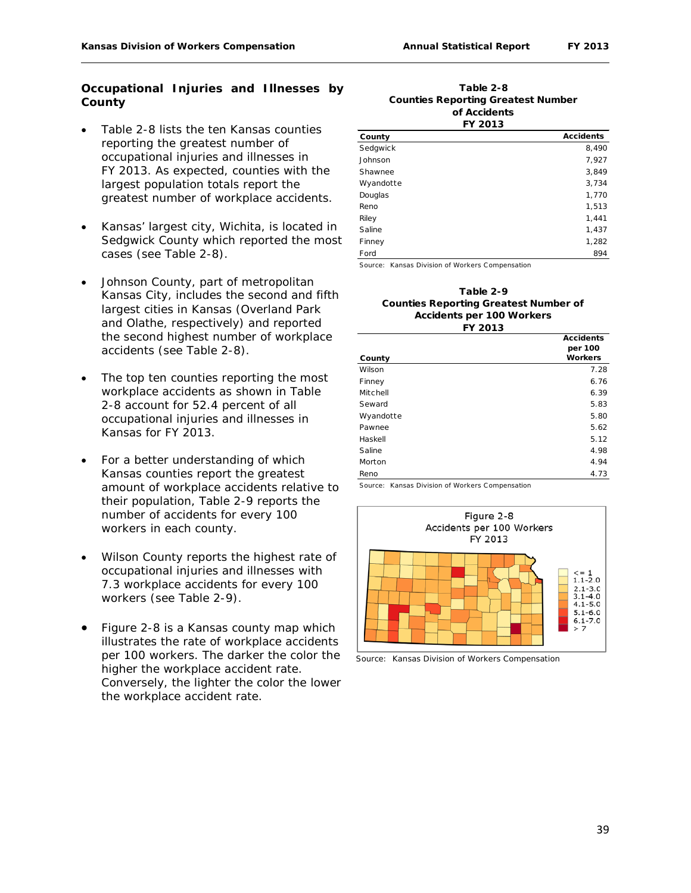## Occupational Injuries and Illnesses by County

- Table 2-8 lists the ten Kansas counties reporting the greatest number of occupational injuries and illnesses in FY 2013. As expected, counties with the largest population totals report the greatest number of workplace accidents.
- Kansas' largest city, Wichita, is located in Sedgwick County which reported the most cases (see Table 2-8).
- Johnson County, part of metropolitan Kansas City, includes the second and fifth largest cities in Kansas (Overland Park and Olathe, respectively) and reported the second highest number of workplace accidents (see Table 2-8).
- The top ten counties reporting the most workplace accidents as shown in Table 2-8 account for 52.4 percent of all occupational injuries and illnesses in Kansas for FY 2013.
- For a better understanding of which Kansas counties report the greatest amount of workplace accidents relative to their population, Table 2-9 reports the number of accidents for every 100 workers in each county.
- Wilson County reports the highest rate of occupational injuries and illnesses with 7.3 workplace accidents for every 100 workers (see Table 2-9).
- Figure 2-8 is a Kansas county map which illustrates the rate of workplace accidents per 100 workers. The darker the color the higher the workplace accident rate. Conversely, the lighter the color the lower the workplace accident rate.

**Table 2-8**
**Counties Reporting Greatest Number of Accidents**
**FY 2013**

| County | Accidents |
|---|---|
| Sedgwick | 8,490 |
| Johnson | 7,927 |
| Shawnee | 3,849 |
| Wyandotte | 3,734 |
| Douglas | 1,770 |
| Reno | 1,513 |
| Riley | 1,441 |
| Saline | 1,437 |
| Finney | 1,282 |
| Ford | 894 |

Source: Kansas Division of Workers Compensation

**Table 2-9**
**Counties Reporting Greatest Number of Accidents per 100 Workers**
**FY 2013**

| County | Accidents per 100 Workers |
|---|---|
| Wilson | 7.28 |
| Finney | 6.76 |
| Mitchell | 6.39 |
| Seward | 5.83 |
| Wyandotte | 5.80 |
| Pawnee | 5.62 |
| Haskell | 5.12 |
| Saline | 4.98 |
| Morton | 4.94 |
| Reno | 4.73 |

Source: Kansas Division of Workers Compensation

**Figure 2-8**
**Accidents per 100 Workers**
**FY 2013**

Source: Kansas Division of Workers Compensation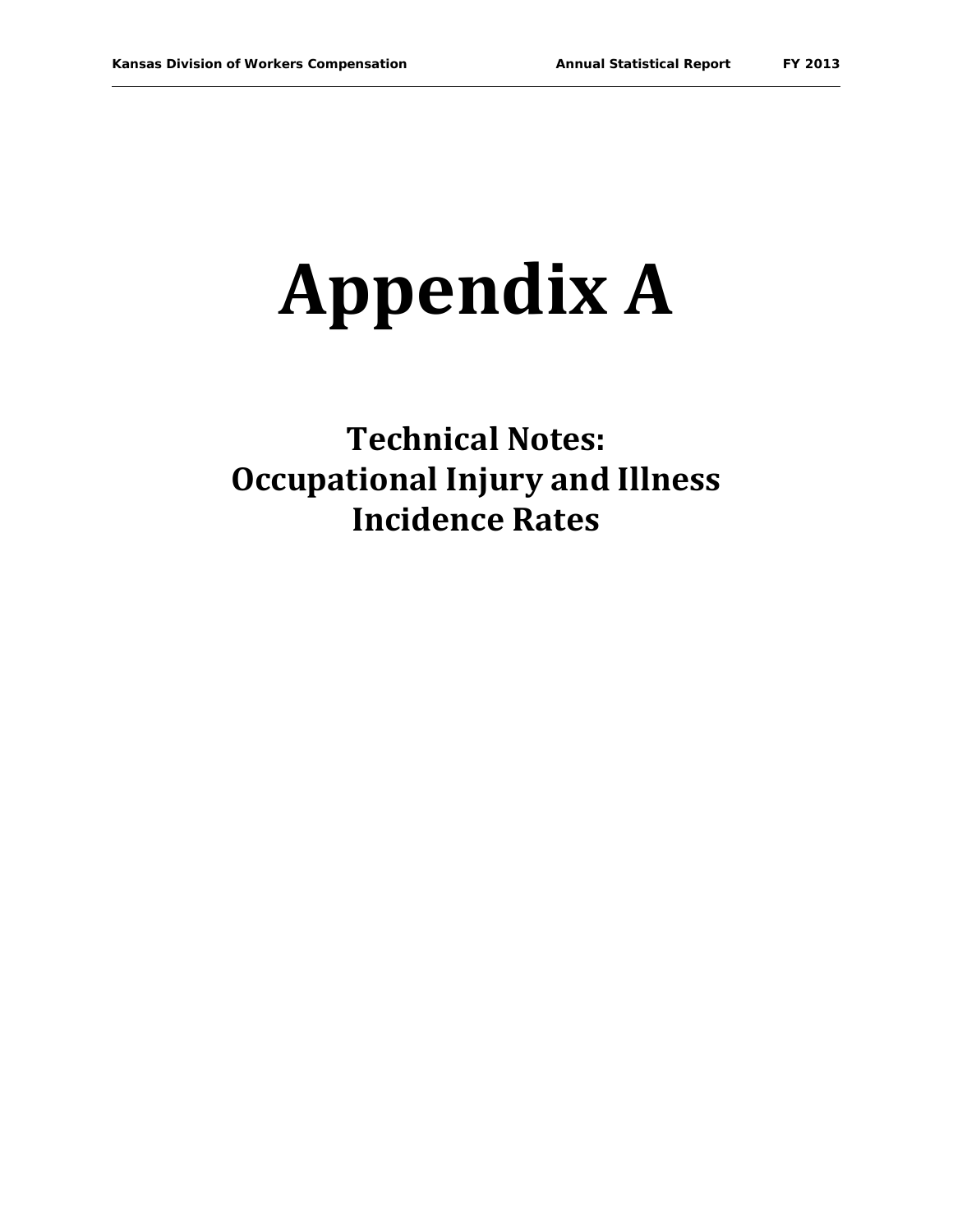# Appendix A

## Technical Notes: Occupational Injury and Illness Incidence Rates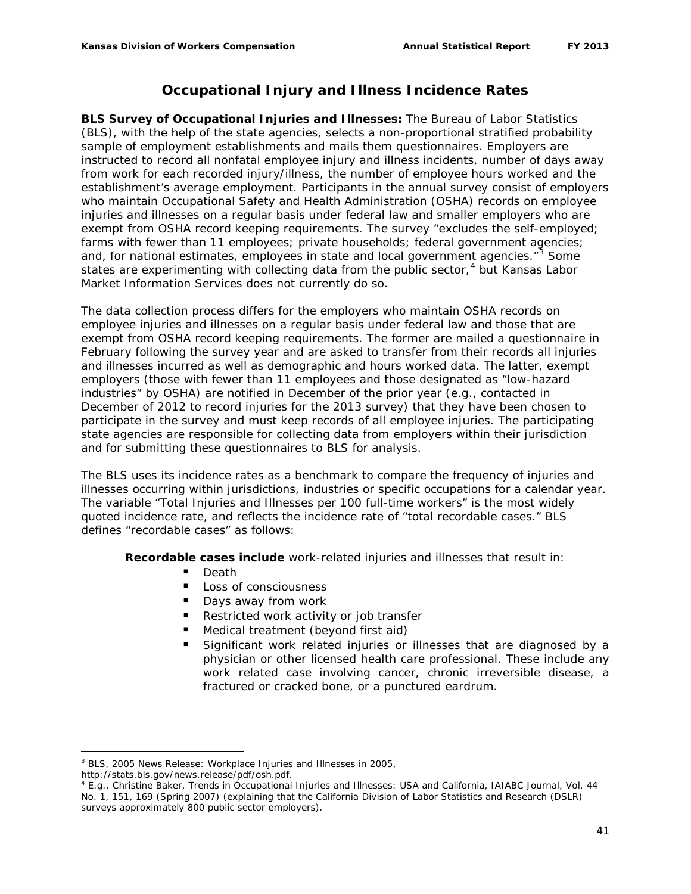## Occupational Injury and Illness Incidence Rates

**BLS Survey of Occupational Injuries and Illnesses:** The Bureau of Labor Statistics (BLS), with the help of the state agencies, selects a non-proportional stratified probability sample of employment establishments and mails them questionnaires. Employers are instructed to record all nonfatal employee injury and illness incidents, number of days away from work for each recorded injury/illness, the number of employee hours worked and the establishment's average employment. Participants in the annual survey consist of employers who maintain Occupational Safety and Health Administration (OSHA) records on employee injuries and illnesses on a regular basis under federal law and smaller employers who are exempt from OSHA record keeping requirements. The survey "excludes the self-employed; farms with fewer than 11 employees; private households; federal government agencies; and, for national estimates, employees in state and local government agencies."[3] Some states are experimenting with collecting data from the public sector,[4] but Kansas Labor Market Information Services does not currently do so.

The data collection process differs for the employers who maintain OSHA records on employee injuries and illnesses on a regular basis under federal law and those that are exempt from OSHA record keeping requirements. The former are mailed a questionnaire in February following the survey year and are asked to transfer from their records all injuries and illnesses incurred as well as demographic and hours worked data. The latter, exempt employers (those with fewer than 11 employees and those designated as "low-hazard industries" by OSHA) are notified in December of the prior year (e.g., contacted in December of 2012 to record injuries for the 2013 survey) that they have been chosen to participate in the survey and must keep records of all employee injuries. The participating state agencies are responsible for collecting data from employers within their jurisdiction and for submitting these questionnaires to BLS for analysis.

The BLS uses its incidence rates as a benchmark to compare the frequency of injuries and illnesses occurring within jurisdictions, industries or specific occupations for a calendar year. The variable "Total Injuries and Illnesses per 100 full-time workers" is the most widely quoted incidence rate, and reflects the incidence rate of "total recordable cases." BLS defines "recordable cases" as follows:

**Recordable cases include** work-related injuries and illnesses that result in:

- Death
- Loss of consciousness
- Days away from work
- Restricted work activity or job transfer
- Medical treatment (beyond first aid)
- Significant work related injuries or illnesses that are diagnosed by a physician or other licensed health care professional. These include any work related case involving cancer, chronic irreversible disease, a fractured or cracked bone, or a punctured eardrum.

---

[3] BLS, 2005 News Release: Workplace Injuries and Illnesses in 2005, http://stats.bls.gov/news.release/pdf/osh.pdf.

[4] E.g., Christine Baker, Trends in Occupational Injuries and Illnesses: USA and California, IAIABC Journal, Vol. 44 No. 1, 151, 169 (Spring 2007) (explaining that the California Division of Labor Statistics and Research (DSLR) surveys approximately 800 public sector employers).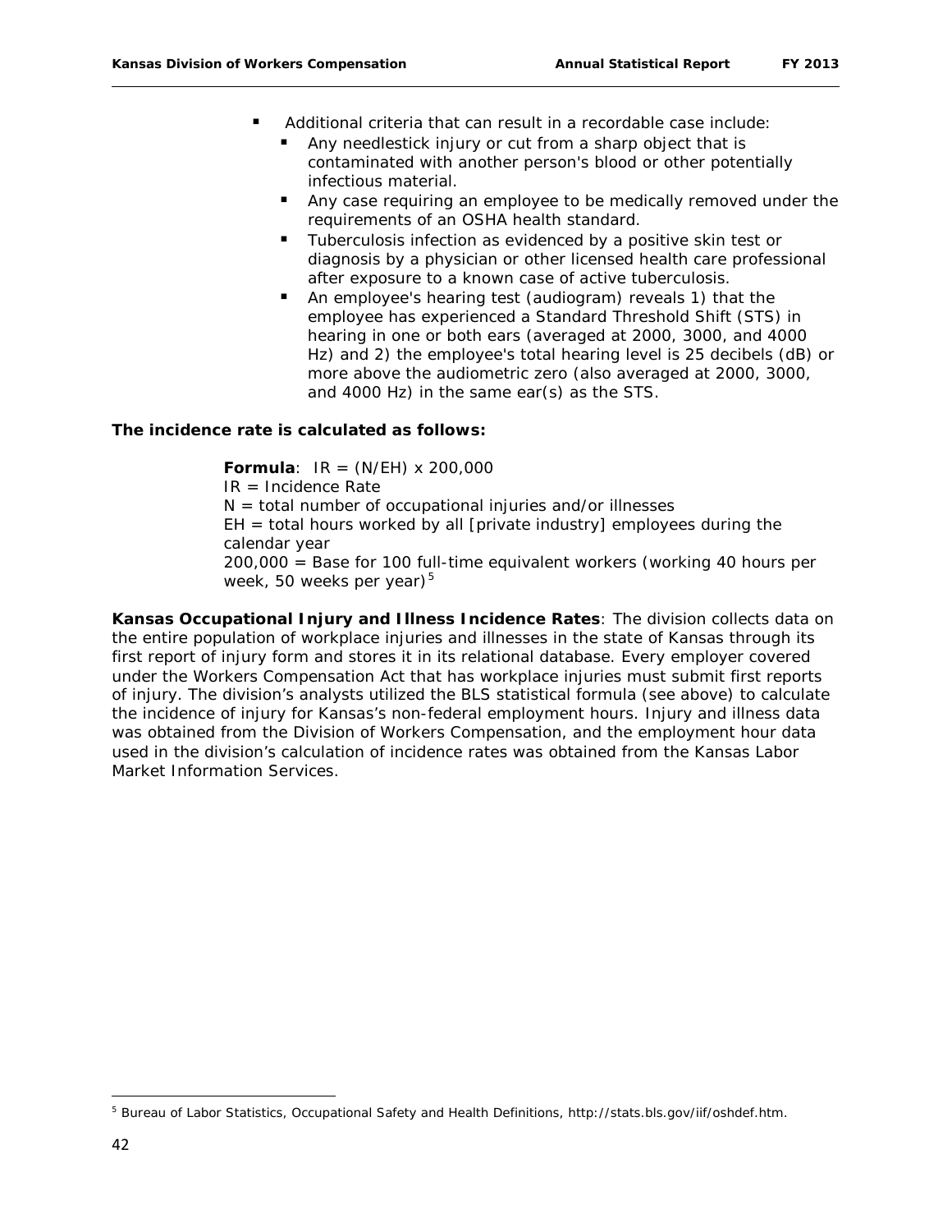- Additional criteria that can result in a recordable case include:
  - Any needlestick injury or cut from a sharp object that is contaminated with another person's blood or other potentially infectious material.
  - Any case requiring an employee to be medically removed under the requirements of an OSHA health standard.
  - Tuberculosis infection as evidenced by a positive skin test or diagnosis by a physician or other licensed health care professional after exposure to a known case of active tuberculosis.
  - An employee's hearing test (audiogram) reveals 1) that the employee has experienced a Standard Threshold Shift (STS) in hearing in one or both ears (averaged at 2000, 3000, and 4000 Hz) and 2) the employee's total hearing level is 25 decibels (dB) or more above the audiometric zero (also averaged at 2000, 3000, and 4000 Hz) in the same ear(s) as the STS.

**The incidence rate is calculated as follows:**

**Formula**: $IR = (N/EH) \times 200{,}000$
IR = Incidence Rate
N = total number of occupational injuries and/or illnesses
EH = total hours worked by all [private industry] employees during the calendar year
200,000 = Base for 100 full-time equivalent workers (working 40 hours per week, 50 weeks per year)[5]

**Kansas Occupational Injury and Illness Incidence Rates**: The division collects data on the entire population of workplace injuries and illnesses in the state of Kansas through its first report of injury form and stores it in its relational database. Every employer covered under the Workers Compensation Act that has workplace injuries must submit first reports of injury. The division's analysts utilized the BLS statistical formula (see above) to calculate the incidence of injury for Kansas's non-federal employment hours. Injury and illness data was obtained from the Division of Workers Compensation, and the employment hour data used in the division's calculation of incidence rates was obtained from the Kansas Labor Market Information Services.

[5] Bureau of Labor Statistics, Occupational Safety and Health Definitions, http://stats.bls.gov/iif/oshdef.htm.